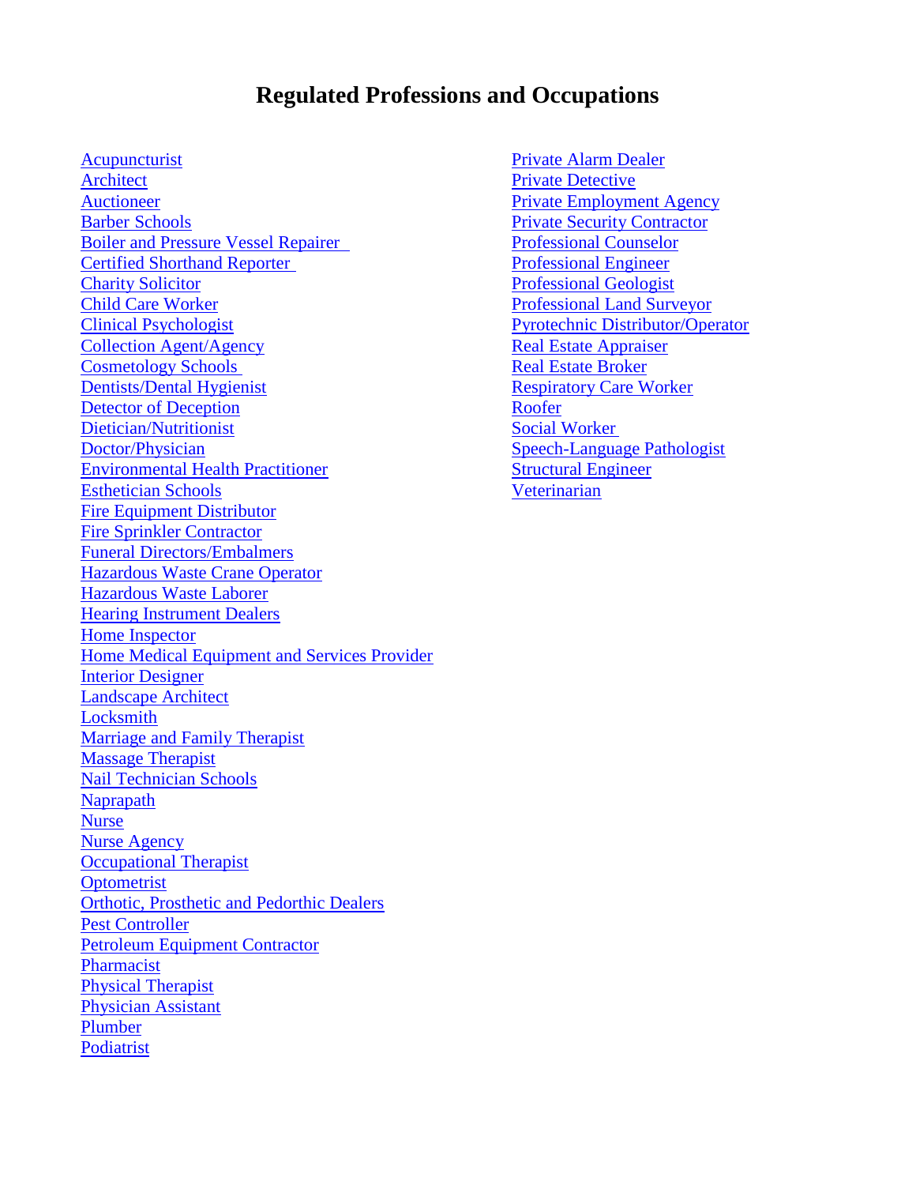# Regulated Professions and Occupations

- Acupuncturist
- Architect
- Auctioneer
- Barber Schools
- Boiler and Pressure Vessel Repairer
- Certified Shorthand Reporter
- Charity Solicitor
- Child Care Worker
- Clinical Psychologist
- Collection Agent/Agency
- Cosmetology Schools
- Dentists/Dental Hygienist
- Detector of Deception
- Dietician/Nutritionist
- Doctor/Physician
- Environmental Health Practitioner
- Esthetician Schools
- Fire Equipment Distributor
- Fire Sprinkler Contractor
- Funeral Directors/Embalmers
- Hazardous Waste Crane Operator
- Hazardous Waste Laborer
- Hearing Instrument Dealers
- Home Inspector
- Home Medical Equipment and Services Provider
- Interior Designer
- Landscape Architect
- Locksmith
- Marriage and Family Therapist
- Massage Therapist
- Nail Technician Schools
- Naprapath
- Nurse
- Nurse Agency
- Occupational Therapist
- Optometrist
- Orthotic, Prosthetic and Pedorthic Dealers
- Pest Controller
- Petroleum Equipment Contractor
- Pharmacist
- Physical Therapist
- Physician Assistant
- Plumber
- Podiatrist
- Private Alarm Dealer
- Private Detective
- Private Employment Agency
- Private Security Contractor
- Professional Counselor
- Professional Engineer
- Professional Geologist
- Professional Land Surveyor
- Pyrotechnic Distributor/Operator
- Real Estate Appraiser
- Real Estate Broker
- Respiratory Care Worker
- Roofer
- Social Worker
- Speech-Language Pathologist
- Structural Engineer
- Veterinarian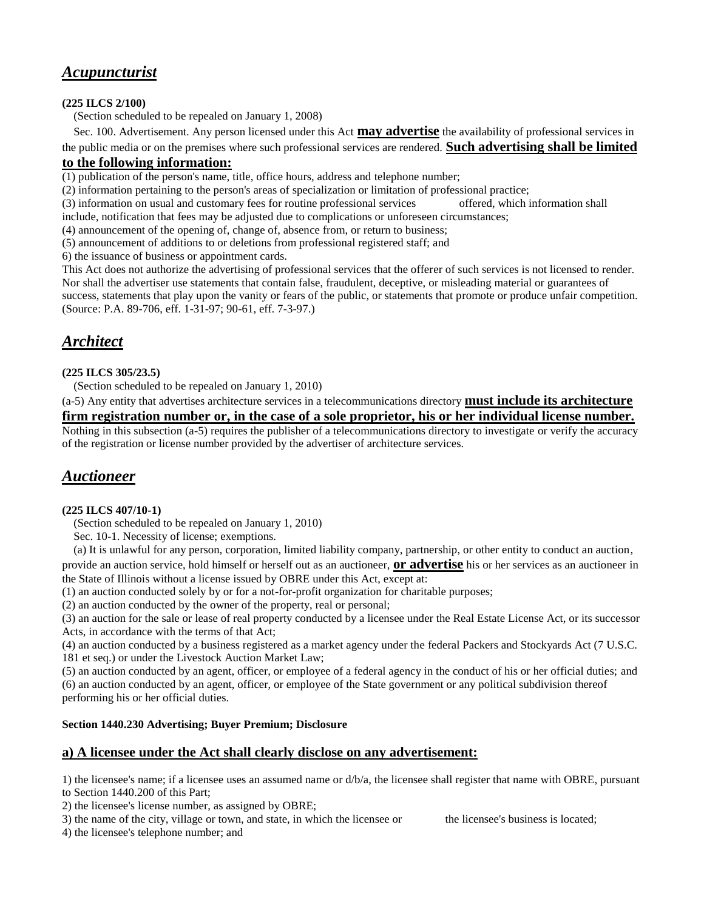## ***Acupuncturist***

**(225 ILCS 2/100)**

(Section scheduled to be repealed on January 1, 2008)

Sec. 100. Advertisement. Any person licensed under this Act **may advertise** the availability of professional services in the public media or on the premises where such professional services are rendered. **Such advertising shall be limited to the following information:**

(1) publication of the person's name, title, office hours, address and telephone number;

(2) information pertaining to the person's areas of specialization or limitation of professional practice;

(3) information on usual and customary fees for routine professional services offered, which information shall include, notification that fees may be adjusted due to complications or unforeseen circumstances;

(4) announcement of the opening of, change of, absence from, or return to business;

(5) announcement of additions to or deletions from professional registered staff; and

6) the issuance of business or appointment cards.

This Act does not authorize the advertising of professional services that the offerer of such services is not licensed to render. Nor shall the advertiser use statements that contain false, fraudulent, deceptive, or misleading material or guarantees of success, statements that play upon the vanity or fears of the public, or statements that promote or produce unfair competition. (Source: P.A. 89-706, eff. 1-31-97; 90-61, eff. 7-3-97.)

## ***Architect***

**(225 ILCS 305/23.5)**

(Section scheduled to be repealed on January 1, 2010)

(a-5) Any entity that advertises architecture services in a telecommunications directory **must include its architecture firm registration number or, in the case of a sole proprietor, his or her individual license number.** Nothing in this subsection (a-5) requires the publisher of a telecommunications directory to investigate or verify the accuracy of the registration or license number provided by the advertiser of architecture services.

## ***Auctioneer***

**(225 ILCS 407/10-1)**

(Section scheduled to be repealed on January 1, 2010)

Sec. 10-1. Necessity of license; exemptions.

(a) It is unlawful for any person, corporation, limited liability company, partnership, or other entity to conduct an auction, provide an auction service, hold himself or herself out as an auctioneer, **or advertise** his or her services as an auctioneer in the State of Illinois without a license issued by OBRE under this Act, except at:

(1) an auction conducted solely by or for a not-for-profit organization for charitable purposes;

(2) an auction conducted by the owner of the property, real or personal;

(3) an auction for the sale or lease of real property conducted by a licensee under the Real Estate License Act, or its successor Acts, in accordance with the terms of that Act;

(4) an auction conducted by a business registered as a market agency under the federal Packers and Stockyards Act (7 U.S.C. 181 et seq.) or under the Livestock Auction Market Law;

(5) an auction conducted by an agent, officer, or employee of a federal agency in the conduct of his or her official duties; and

(6) an auction conducted by an agent, officer, or employee of the State government or any political subdivision thereof performing his or her official duties.

**Section 1440.230 Advertising; Buyer Premium; Disclosure**

**a) A licensee under the Act shall clearly disclose on any advertisement:**

1) the licensee's name; if a licensee uses an assumed name or d/b/a, the licensee shall register that name with OBRE, pursuant to Section 1440.200 of this Part;

2) the licensee's license number, as assigned by OBRE;

3) the name of the city, village or town, and state, in which the licensee or the licensee's business is located;

4) the licensee's telephone number; and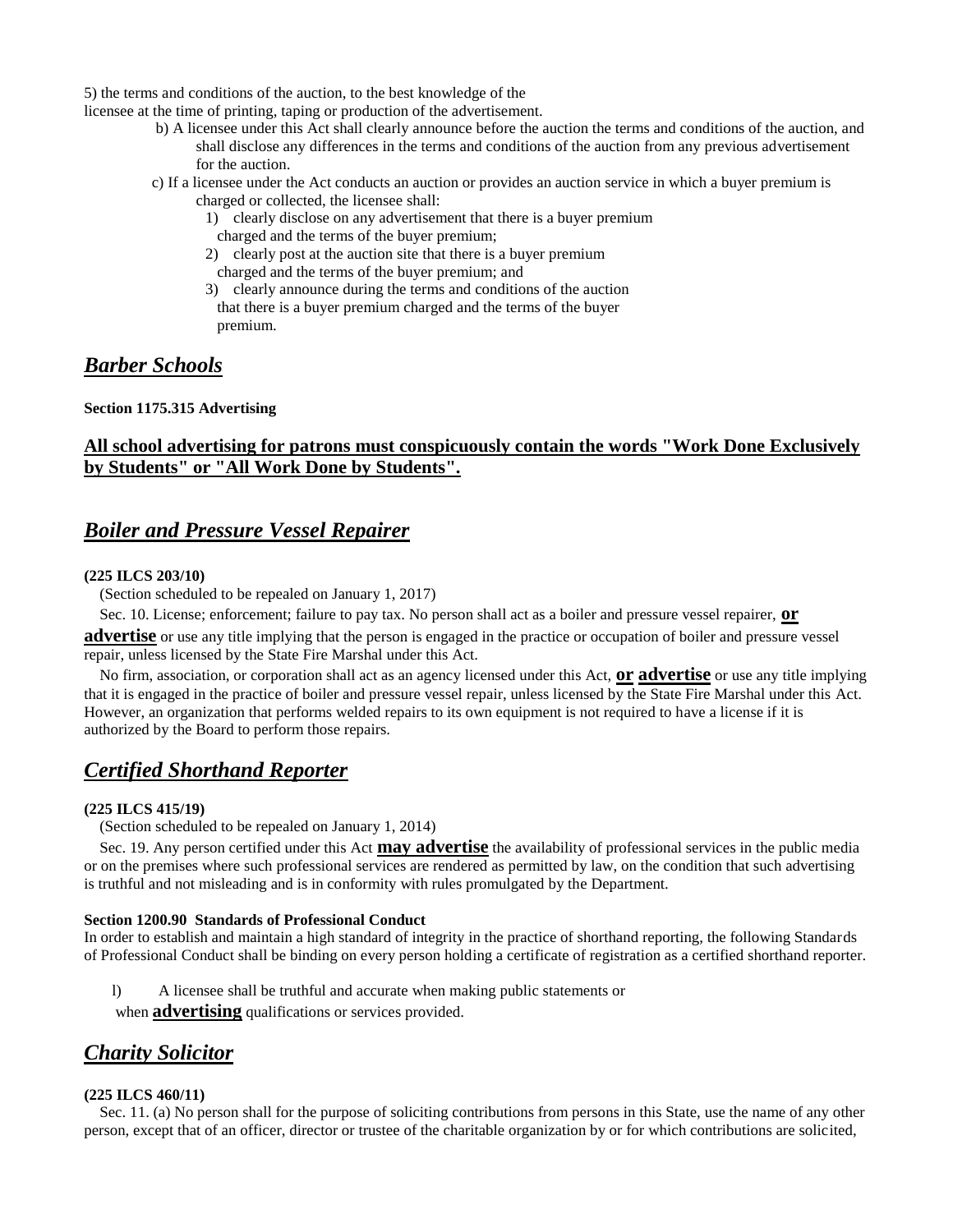5) the terms and conditions of the auction, to the best knowledge of the licensee at the time of printing, taping or production of the advertisement.

b) A licensee under this Act shall clearly announce before the auction the terms and conditions of the auction, and shall disclose any differences in the terms and conditions of the auction from any previous advertisement for the auction.

c) If a licensee under the Act conducts an auction or provides an auction service in which a buyer premium is charged or collected, the licensee shall:

1) clearly disclose on any advertisement that there is a buyer premium charged and the terms of the buyer premium;

2) clearly post at the auction site that there is a buyer premium charged and the terms of the buyer premium; and

3) clearly announce during the terms and conditions of the auction that there is a buyer premium charged and the terms of the buyer premium.

## ***Barber Schools***

**Section 1175.315 Advertising**

**All school advertising for patrons must conspicuously contain the words "Work Done Exclusively by Students" or "All Work Done by Students".**

## ***Boiler and Pressure Vessel Repairer***

**(225 ILCS 203/10)**

(Section scheduled to be repealed on January 1, 2017)

Sec. 10. License; enforcement; failure to pay tax. No person shall act as a boiler and pressure vessel repairer, **or advertise** or use any title implying that the person is engaged in the practice or occupation of boiler and pressure vessel repair, unless licensed by the State Fire Marshal under this Act.

No firm, association, or corporation shall act as an agency licensed under this Act, **or advertise** or use any title implying that it is engaged in the practice of boiler and pressure vessel repair, unless licensed by the State Fire Marshal under this Act. However, an organization that performs welded repairs to its own equipment is not required to have a license if it is authorized by the Board to perform those repairs.

## ***Certified Shorthand Reporter***

**(225 ILCS 415/19)**

(Section scheduled to be repealed on January 1, 2014)

Sec. 19. Any person certified under this Act **may advertise** the availability of professional services in the public media or on the premises where such professional services are rendered as permitted by law, on the condition that such advertising is truthful and not misleading and is in conformity with rules promulgated by the Department.

**Section 1200.90 Standards of Professional Conduct**

In order to establish and maintain a high standard of integrity in the practice of shorthand reporting, the following Standards of Professional Conduct shall be binding on every person holding a certificate of registration as a certified shorthand reporter.

l) A licensee shall be truthful and accurate when making public statements or when **advertising** qualifications or services provided.

## ***Charity Solicitor***

**(225 ILCS 460/11)**

Sec. 11. (a) No person shall for the purpose of soliciting contributions from persons in this State, use the name of any other person, except that of an officer, director or trustee of the charitable organization by or for which contributions are solicited,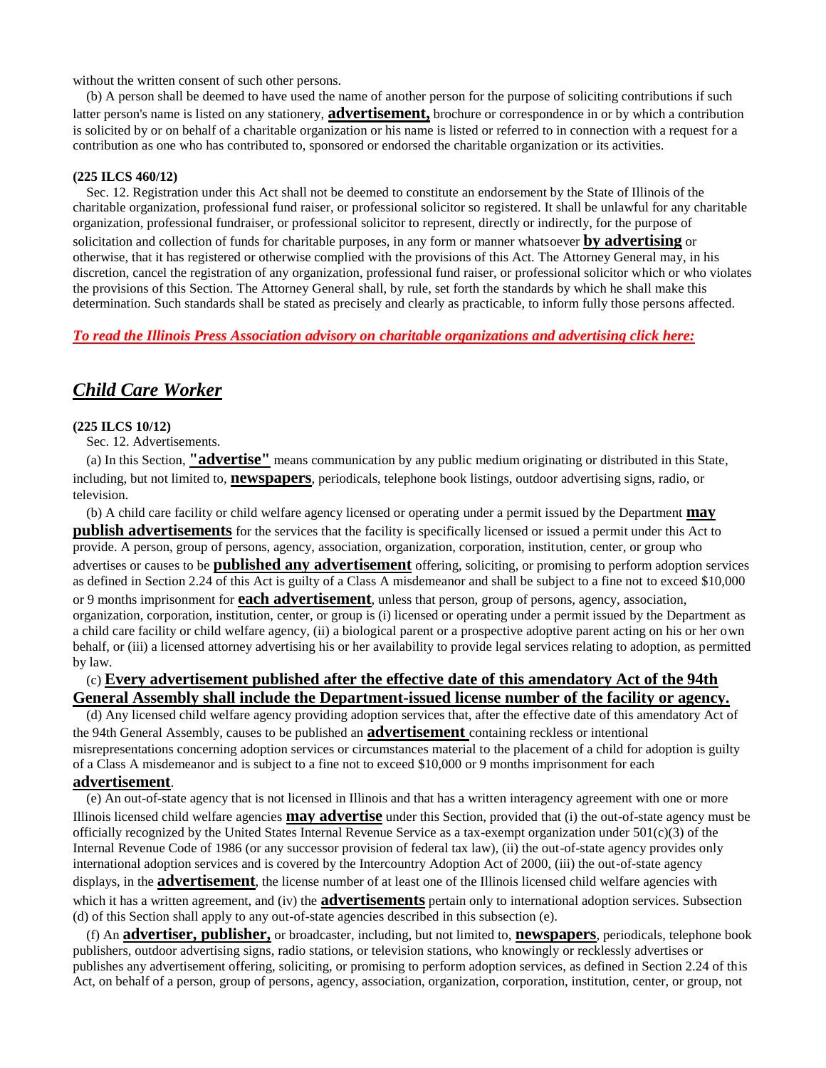without the written consent of such other persons.

(b) A person shall be deemed to have used the name of another person for the purpose of soliciting contributions if such latter person's name is listed on any stationery, **advertisement,** brochure or correspondence in or by which a contribution is solicited by or on behalf of a charitable organization or his name is listed or referred to in connection with a request for a contribution as one who has contributed to, sponsored or endorsed the charitable organization or its activities.

**(225 ILCS 460/12)**

Sec. 12. Registration under this Act shall not be deemed to constitute an endorsement by the State of Illinois of the charitable organization, professional fund raiser, or professional solicitor so registered. It shall be unlawful for any charitable organization, professional fundraiser, or professional solicitor to represent, directly or indirectly, for the purpose of solicitation and collection of funds for charitable purposes, in any form or manner whatsoever **by advertising** or otherwise, that it has registered or otherwise complied with the provisions of this Act. The Attorney General may, in his discretion, cancel the registration of any organization, professional fund raiser, or professional solicitor which or who violates the provisions of this Section. The Attorney General shall, by rule, set forth the standards by which he shall make this determination. Such standards shall be stated as precisely and clearly as practicable, to inform fully those persons affected.

***To read the Illinois Press Association advisory on charitable organizations and advertising click here:***

## *Child Care Worker*

**(225 ILCS 10/12)**

Sec. 12. Advertisements.

(a) In this Section, **"advertise"** means communication by any public medium originating or distributed in this State, including, but not limited to, **newspapers**, periodicals, telephone book listings, outdoor advertising signs, radio, or television.

(b) A child care facility or child welfare agency licensed or operating under a permit issued by the Department **may publish advertisements** for the services that the facility is specifically licensed or issued a permit under this Act to provide. A person, group of persons, agency, association, organization, corporation, institution, center, or group who advertises or causes to be **published any advertisement** offering, soliciting, or promising to perform adoption services as defined in Section 2.24 of this Act is guilty of a Class A misdemeanor and shall be subject to a fine not to exceed $10,000 or 9 months imprisonment for **each advertisement**, unless that person, group of persons, agency, association, organization, corporation, institution, center, or group is (i) licensed or operating under a permit issued by the Department as a child care facility or child welfare agency, (ii) a biological parent or a prospective adoptive parent acting on his or her own behalf, or (iii) a licensed attorney advertising his or her availability to provide legal services relating to adoption, as permitted by law.

(c) **Every advertisement published after the effective date of this amendatory Act of the 94th General Assembly shall include the Department-issued license number of the facility or agency.**

(d) Any licensed child welfare agency providing adoption services that, after the effective date of this amendatory Act of the 94th General Assembly, causes to be published an **advertisement** containing reckless or intentional misrepresentations concerning adoption services or circumstances material to the placement of a child for adoption is guilty of a Class A misdemeanor and is subject to a fine not to exceed $10,000 or 9 months imprisonment for each **advertisement**.

(e) An out-of-state agency that is not licensed in Illinois and that has a written interagency agreement with one or more Illinois licensed child welfare agencies **may advertise** under this Section, provided that (i) the out-of-state agency must be officially recognized by the United States Internal Revenue Service as a tax-exempt organization under 501(c)(3) of the Internal Revenue Code of 1986 (or any successor provision of federal tax law), (ii) the out-of-state agency provides only international adoption services and is covered by the Intercountry Adoption Act of 2000, (iii) the out-of-state agency displays, in the **advertisement**, the license number of at least one of the Illinois licensed child welfare agencies with which it has a written agreement, and (iv) the **advertisements** pertain only to international adoption services. Subsection (d) of this Section shall apply to any out-of-state agencies described in this subsection (e).

(f) An **advertiser, publisher,** or broadcaster, including, but not limited to, **newspapers**, periodicals, telephone book publishers, outdoor advertising signs, radio stations, or television stations, who knowingly or recklessly advertises or publishes any advertisement offering, soliciting, or promising to perform adoption services, as defined in Section 2.24 of this Act, on behalf of a person, group of persons, agency, association, organization, corporation, institution, center, or group, not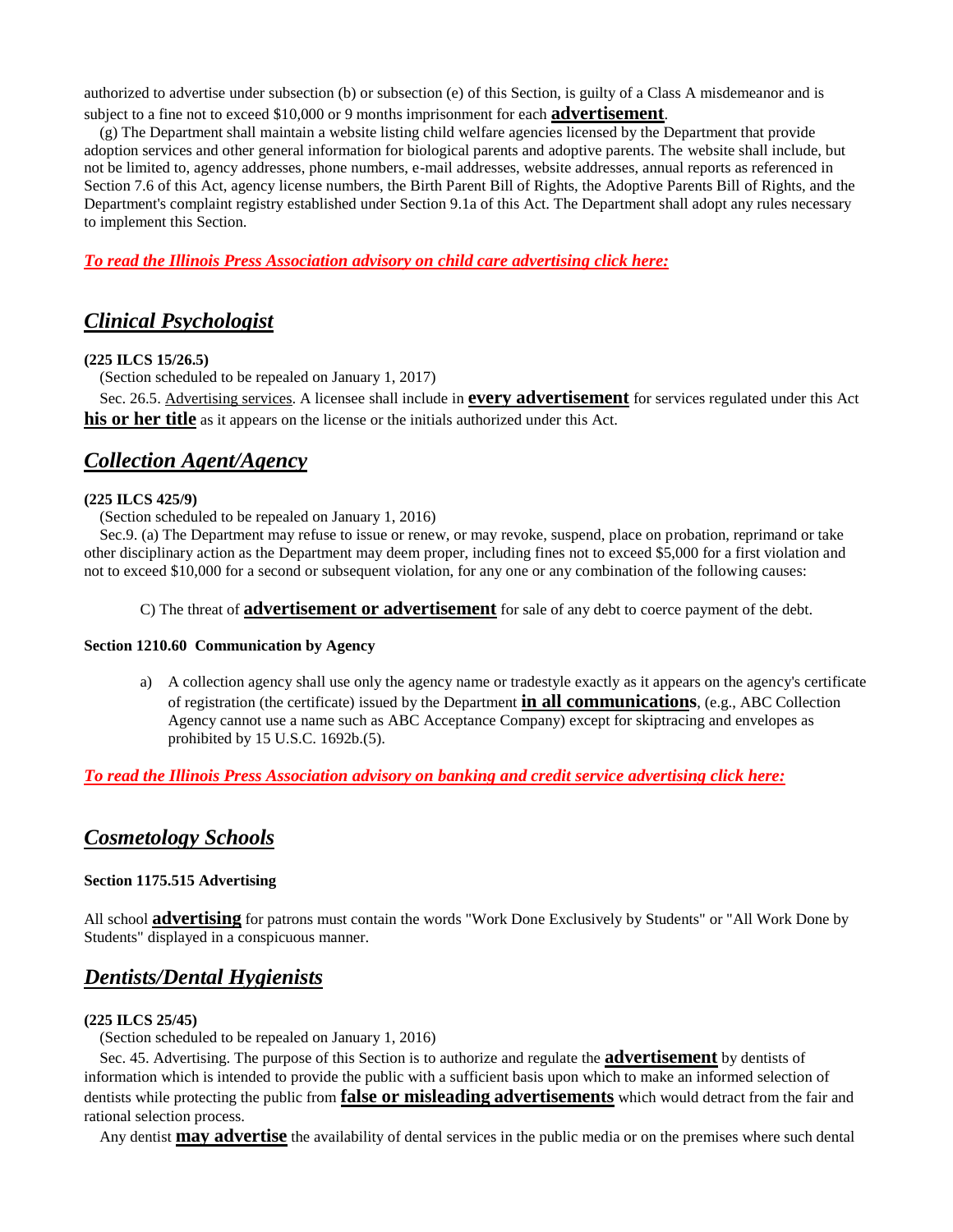authorized to advertise under subsection (b) or subsection (e) of this Section, is guilty of a Class A misdemeanor and is subject to a fine not to exceed $10,000 or 9 months imprisonment for each **advertisement**.

(g) The Department shall maintain a website listing child welfare agencies licensed by the Department that provide adoption services and other general information for biological parents and adoptive parents. The website shall include, but not be limited to, agency addresses, phone numbers, e-mail addresses, website addresses, annual reports as referenced in Section 7.6 of this Act, agency license numbers, the Birth Parent Bill of Rights, the Adoptive Parents Bill of Rights, and the Department's complaint registry established under Section 9.1a of this Act. The Department shall adopt any rules necessary to implement this Section.

***To read the Illinois Press Association advisory on child care advertising click here:***

## *Clinical Psychologist*

**(225 ILCS 15/26.5)**

(Section scheduled to be repealed on January 1, 2017)

Sec. 26.5. Advertising services. A licensee shall include in **every advertisement** for services regulated under this Act **his or her title** as it appears on the license or the initials authorized under this Act.

## *Collection Agent/Agency*

**(225 ILCS 425/9)**

(Section scheduled to be repealed on January 1, 2016)

Sec.9. (a) The Department may refuse to issue or renew, or may revoke, suspend, place on probation, reprimand or take other disciplinary action as the Department may deem proper, including fines not to exceed $5,000 for a first violation and not to exceed $10,000 for a second or subsequent violation, for any one or any combination of the following causes:

C) The threat of **advertisement or advertisement** for sale of any debt to coerce payment of the debt.

**Section 1210.60 Communication by Agency**

a) A collection agency shall use only the agency name or tradestyle exactly as it appears on the agency's certificate of registration (the certificate) issued by the Department **in all communications**, (e.g., ABC Collection Agency cannot use a name such as ABC Acceptance Company) except for skiptracing and envelopes as prohibited by 15 U.S.C. 1692b.(5).

***To read the Illinois Press Association advisory on banking and credit service advertising click here:***

## *Cosmetology Schools*

**Section 1175.515 Advertising**

All school **advertising** for patrons must contain the words "Work Done Exclusively by Students" or "All Work Done by Students" displayed in a conspicuous manner.

## *Dentists/Dental Hygienists*

**(225 ILCS 25/45)**

(Section scheduled to be repealed on January 1, 2016)

Sec. 45. Advertising. The purpose of this Section is to authorize and regulate the **advertisement** by dentists of information which is intended to provide the public with a sufficient basis upon which to make an informed selection of dentists while protecting the public from **false or misleading advertisements** which would detract from the fair and rational selection process.

Any dentist **may advertise** the availability of dental services in the public media or on the premises where such dental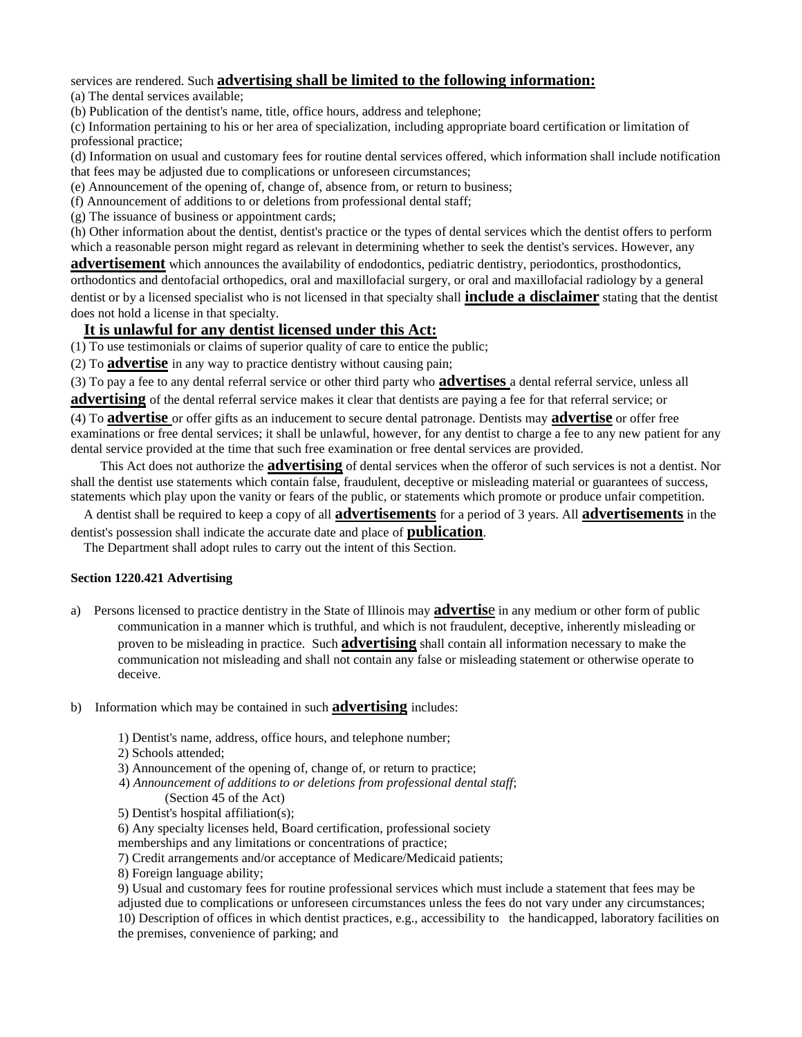services are rendered. Such **advertising shall be limited to the following information:**

(a) The dental services available;

(b) Publication of the dentist's name, title, office hours, address and telephone;

(c) Information pertaining to his or her area of specialization, including appropriate board certification or limitation of professional practice;

(d) Information on usual and customary fees for routine dental services offered, which information shall include notification that fees may be adjusted due to complications or unforeseen circumstances;

(e) Announcement of the opening of, change of, absence from, or return to business;

(f) Announcement of additions to or deletions from professional dental staff;

(g) The issuance of business or appointment cards;

(h) Other information about the dentist, dentist's practice or the types of dental services which the dentist offers to perform which a reasonable person might regard as relevant in determining whether to seek the dentist's services. However, any **advertisement** which announces the availability of endodontics, pediatric dentistry, periodontics, prosthodontics, orthodontics and dentofacial orthopedics, oral and maxillofacial surgery, or oral and maxillofacial radiology by a general dentist or by a licensed specialist who is not licensed in that specialty shall **include a disclaimer** stating that the dentist does not hold a license in that specialty.

**It is unlawful for any dentist licensed under this Act:**

(1) To use testimonials or claims of superior quality of care to entice the public;

(2) To **advertise** in any way to practice dentistry without causing pain;

(3) To pay a fee to any dental referral service or other third party who **advertises** a dental referral service, unless all **advertising** of the dental referral service makes it clear that dentists are paying a fee for that referral service; or

(4) To **advertise** or offer gifts as an inducement to secure dental patronage. Dentists may **advertise** or offer free examinations or free dental services; it shall be unlawful, however, for any dentist to charge a fee to any new patient for any dental service provided at the time that such free examination or free dental services are provided.

This Act does not authorize the **advertising** of dental services when the offeror of such services is not a dentist. Nor shall the dentist use statements which contain false, fraudulent, deceptive or misleading material or guarantees of success, statements which play upon the vanity or fears of the public, or statements which promote or produce unfair competition.

A dentist shall be required to keep a copy of all **advertisements** for a period of 3 years. All **advertisements** in the dentist's possession shall indicate the accurate date and place of **publication**.

The Department shall adopt rules to carry out the intent of this Section.

**Section 1220.421 Advertising**

a) Persons licensed to practice dentistry in the State of Illinois may **advertise** in any medium or other form of public communication in a manner which is truthful, and which is not fraudulent, deceptive, inherently misleading or proven to be misleading in practice. Such **advertising** shall contain all information necessary to make the communication not misleading and shall not contain any false or misleading statement or otherwise operate to deceive.

b) Information which may be contained in such **advertising** includes:

1) Dentist's name, address, office hours, and telephone number;
2) Schools attended;
3) Announcement of the opening of, change of, or return to practice;
4) *Announcement of additions to or deletions from professional dental staff*; (Section 45 of the Act)
5) Dentist's hospital affiliation(s);
6) Any specialty licenses held, Board certification, professional society memberships and any limitations or concentrations of practice;
7) Credit arrangements and/or acceptance of Medicare/Medicaid patients;
8) Foreign language ability;
9) Usual and customary fees for routine professional services which must include a statement that fees may be adjusted due to complications or unforeseen circumstances unless the fees do not vary under any circumstances;
10) Description of offices in which dentist practices, e.g., accessibility to the handicapped, laboratory facilities on the premises, convenience of parking; and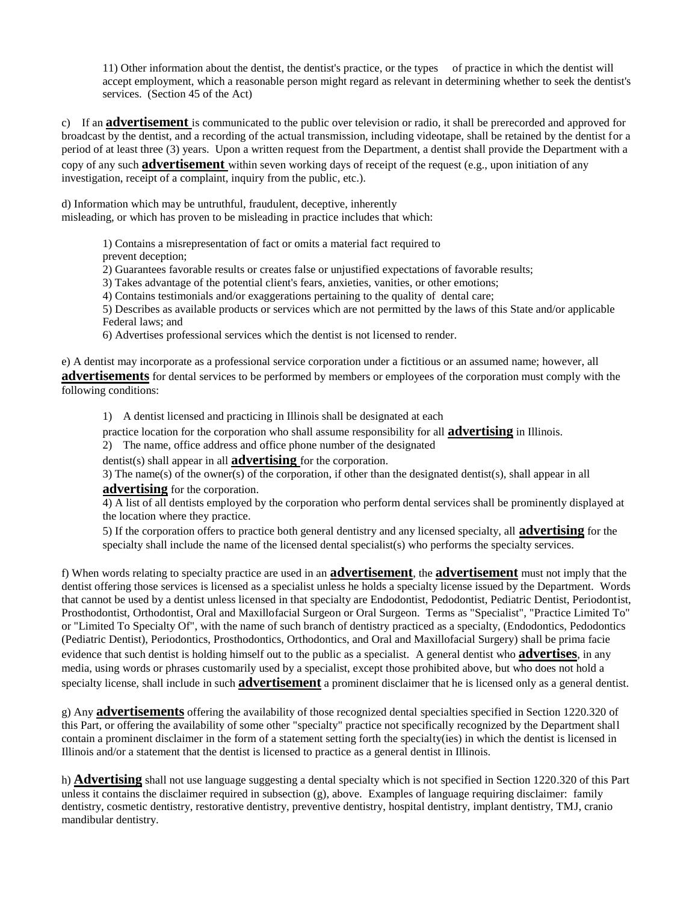11) Other information about the dentist, the dentist's practice, or the types of practice in which the dentist will accept employment, which a reasonable person might regard as relevant in determining whether to seek the dentist's services. (Section 45 of the Act)

c) If an **advertisement** is communicated to the public over television or radio, it shall be prerecorded and approved for broadcast by the dentist, and a recording of the actual transmission, including videotape, shall be retained by the dentist for a period of at least three (3) years. Upon a written request from the Department, a dentist shall provide the Department with a copy of any such **advertisement** within seven working days of receipt of the request (e.g., upon initiation of any investigation, receipt of a complaint, inquiry from the public, etc.).

d) Information which may be untruthful, fraudulent, deceptive, inherently misleading, or which has proven to be misleading in practice includes that which:

1) Contains a misrepresentation of fact or omits a material fact required to prevent deception;
2) Guarantees favorable results or creates false or unjustified expectations of favorable results;
3) Takes advantage of the potential client's fears, anxieties, vanities, or other emotions;
4) Contains testimonials and/or exaggerations pertaining to the quality of dental care;
5) Describes as available products or services which are not permitted by the laws of this State and/or applicable Federal laws; and
6) Advertises professional services which the dentist is not licensed to render.

e) A dentist may incorporate as a professional service corporation under a fictitious or an assumed name; however, all **advertisements** for dental services to be performed by members or employees of the corporation must comply with the following conditions:

1) A dentist licensed and practicing in Illinois shall be designated at each practice location for the corporation who shall assume responsibility for all **advertising** in Illinois.
2) The name, office address and office phone number of the designated dentist(s) shall appear in all **advertising** for the corporation.
3) The name(s) of the owner(s) of the corporation, if other than the designated dentist(s), shall appear in all **advertising** for the corporation.
4) A list of all dentists employed by the corporation who perform dental services shall be prominently displayed at the location where they practice.
5) If the corporation offers to practice both general dentistry and any licensed specialty, all **advertising** for the specialty shall include the name of the licensed dental specialist(s) who performs the specialty services.

f) When words relating to specialty practice are used in an **advertisement**, the **advertisement** must not imply that the dentist offering those services is licensed as a specialist unless he holds a specialty license issued by the Department. Words that cannot be used by a dentist unless licensed in that specialty are Endodontist, Pedodontist, Pediatric Dentist, Periodontist, Prosthodontist, Orthodontist, Oral and Maxillofacial Surgeon or Oral Surgeon. Terms as "Specialist", "Practice Limited To" or "Limited To Specialty Of", with the name of such branch of dentistry practiced as a specialty, (Endodontics, Pedodontics (Pediatric Dentist), Periodontics, Prosthodontics, Orthodontics, and Oral and Maxillofacial Surgery) shall be prima facie evidence that such dentist is holding himself out to the public as a specialist. A general dentist who **advertises**, in any media, using words or phrases customarily used by a specialist, except those prohibited above, but who does not hold a specialty license, shall include in such **advertisement** a prominent disclaimer that he is licensed only as a general dentist.

g) Any **advertisements** offering the availability of those recognized dental specialties specified in Section 1220.320 of this Part, or offering the availability of some other "specialty" practice not specifically recognized by the Department shall contain a prominent disclaimer in the form of a statement setting forth the specialty(ies) in which the dentist is licensed in Illinois and/or a statement that the dentist is licensed to practice as a general dentist in Illinois.

h) **Advertising** shall not use language suggesting a dental specialty which is not specified in Section 1220.320 of this Part unless it contains the disclaimer required in subsection (g), above. Examples of language requiring disclaimer: family dentistry, cosmetic dentistry, restorative dentistry, preventive dentistry, hospital dentistry, implant dentistry, TMJ, cranio mandibular dentistry.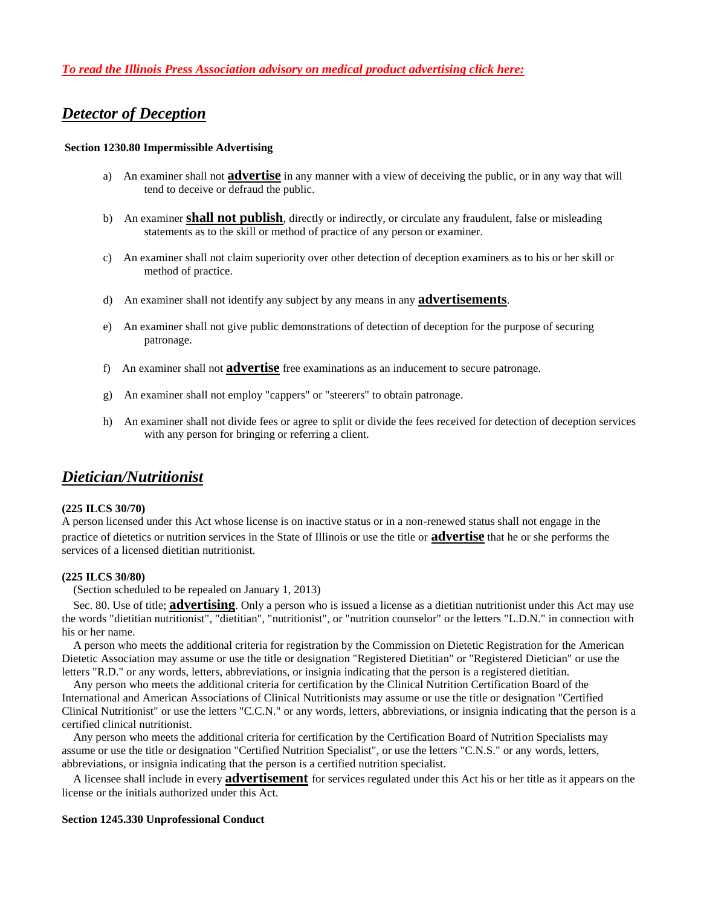*[To read the Illinois Press Association advisory on medical product advertising click here:]*

## *Detector of Deception*

**Section 1230.80 Impermissible Advertising**

a) An examiner shall not **advertise** in any manner with a view of deceiving the public, or in any way that will tend to deceive or defraud the public.

b) An examiner **shall not publish**, directly or indirectly, or circulate any fraudulent, false or misleading statements as to the skill or method of practice of any person or examiner.

c) An examiner shall not claim superiority over other detection of deception examiners as to his or her skill or method of practice.

d) An examiner shall not identify any subject by any means in any **advertisements**.

e) An examiner shall not give public demonstrations of detection of deception for the purpose of securing patronage.

f) An examiner shall not **advertise** free examinations as an inducement to secure patronage.

g) An examiner shall not employ "cappers" or "steerers" to obtain patronage.

h) An examiner shall not divide fees or agree to split or divide the fees received for detection of deception services with any person for bringing or referring a client.

## *Dietician/Nutritionist*

**(225 ILCS 30/70)**

A person licensed under this Act whose license is on inactive status or in a non-renewed status shall not engage in the practice of dietetics or nutrition services in the State of Illinois or use the title or **advertise** that he or she performs the services of a licensed dietitian nutritionist.

**(225 ILCS 30/80)**

(Section scheduled to be repealed on January 1, 2013)

Sec. 80. Use of title; **advertising**. Only a person who is issued a license as a dietitian nutritionist under this Act may use the words "dietitian nutritionist", "dietitian", "nutritionist", or "nutrition counselor" or the letters "L.D.N." in connection with his or her name.

A person who meets the additional criteria for registration by the Commission on Dietetic Registration for the American Dietetic Association may assume or use the title or designation "Registered Dietitian" or "Registered Dietician" or use the letters "R.D." or any words, letters, abbreviations, or insignia indicating that the person is a registered dietitian.

Any person who meets the additional criteria for certification by the Clinical Nutrition Certification Board of the International and American Associations of Clinical Nutritionists may assume or use the title or designation "Certified Clinical Nutritionist" or use the letters "C.C.N." or any words, letters, abbreviations, or insignia indicating that the person is a certified clinical nutritionist.

Any person who meets the additional criteria for certification by the Certification Board of Nutrition Specialists may assume or use the title or designation "Certified Nutrition Specialist", or use the letters "C.N.S." or any words, letters, abbreviations, or insignia indicating that the person is a certified nutrition specialist.

A licensee shall include in every **advertisement** for services regulated under this Act his or her title as it appears on the license or the initials authorized under this Act.

**Section 1245.330 Unprofessional Conduct**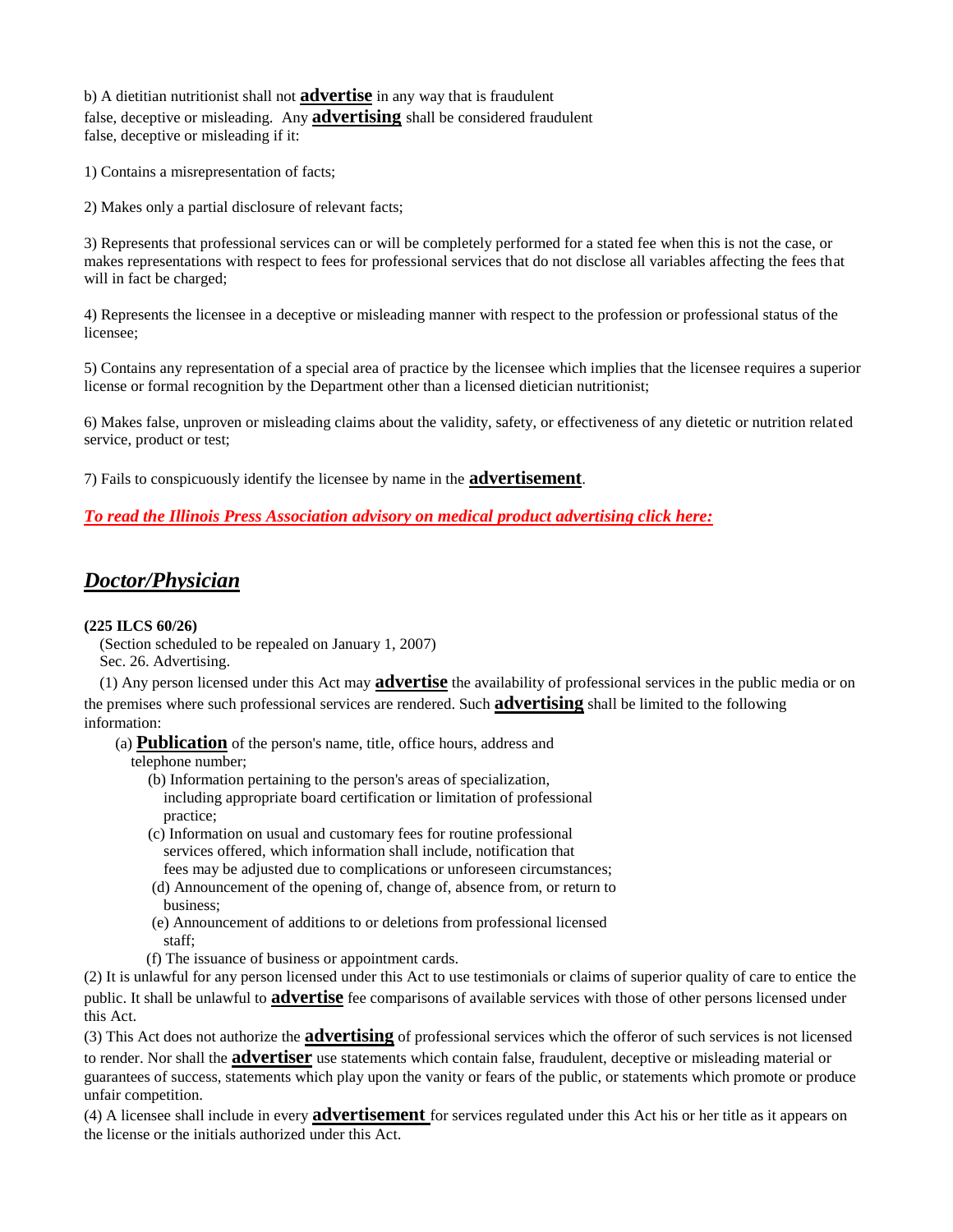b) A dietitian nutritionist shall not **advertise** in any way that is fraudulent false, deceptive or misleading. Any **advertising** shall be considered fraudulent false, deceptive or misleading if it:

1) Contains a misrepresentation of facts;

2) Makes only a partial disclosure of relevant facts;

3) Represents that professional services can or will be completely performed for a stated fee when this is not the case, or makes representations with respect to fees for professional services that do not disclose all variables affecting the fees that will in fact be charged;

4) Represents the licensee in a deceptive or misleading manner with respect to the profession or professional status of the licensee;

5) Contains any representation of a special area of practice by the licensee which implies that the licensee requires a superior license or formal recognition by the Department other than a licensed dietician nutritionist;

6) Makes false, unproven or misleading claims about the validity, safety, or effectiveness of any dietetic or nutrition related service, product or test;

7) Fails to conspicuously identify the licensee by name in the **advertisement**.

***To read the Illinois Press Association advisory on medical product advertising click here:***

## *Doctor/Physician*

**(225 ILCS 60/26)**

(Section scheduled to be repealed on January 1, 2007)

Sec. 26. Advertising.

(1) Any person licensed under this Act may **advertise** the availability of professional services in the public media or on the premises where such professional services are rendered. Such **advertising** shall be limited to the following information:

(a) **Publication** of the person's name, title, office hours, address and telephone number;

(b) Information pertaining to the person's areas of specialization, including appropriate board certification or limitation of professional practice;

(c) Information on usual and customary fees for routine professional services offered, which information shall include, notification that fees may be adjusted due to complications or unforeseen circumstances;

(d) Announcement of the opening of, change of, absence from, or return to business;

(e) Announcement of additions to or deletions from professional licensed staff;

(f) The issuance of business or appointment cards.

(2) It is unlawful for any person licensed under this Act to use testimonials or claims of superior quality of care to entice the public. It shall be unlawful to **advertise** fee comparisons of available services with those of other persons licensed under this Act.

(3) This Act does not authorize the **advertising** of professional services which the offeror of such services is not licensed to render. Nor shall the **advertiser** use statements which contain false, fraudulent, deceptive or misleading material or guarantees of success, statements which play upon the vanity or fears of the public, or statements which promote or produce unfair competition.

(4) A licensee shall include in every **advertisement** for services regulated under this Act his or her title as it appears on the license or the initials authorized under this Act.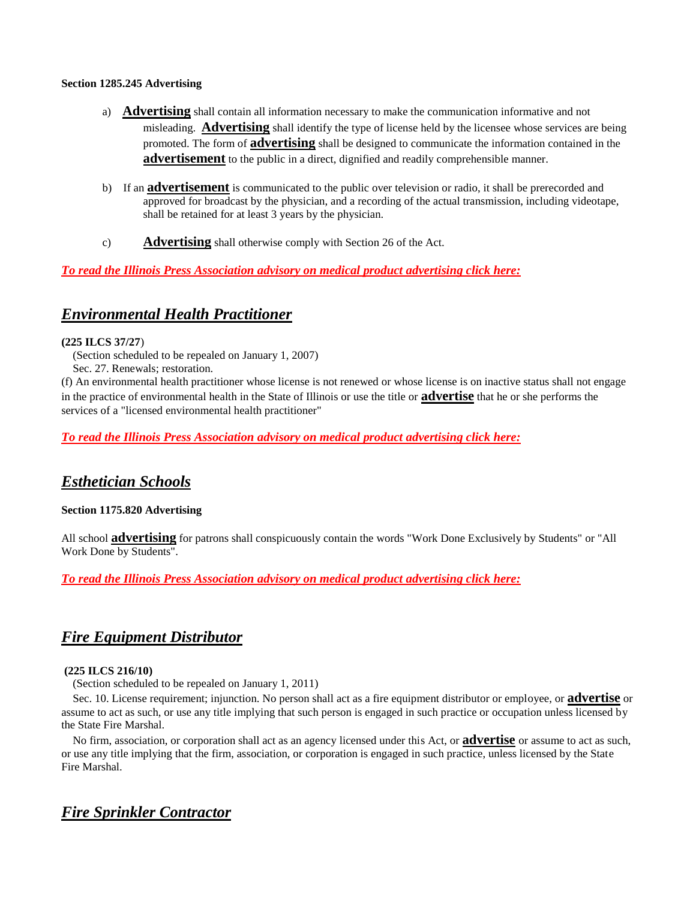**Section 1285.245 Advertising**

a) **Advertising** shall contain all information necessary to make the communication informative and not misleading. **Advertising** shall identify the type of license held by the licensee whose services are being promoted. The form of **advertising** shall be designed to communicate the information contained in the **advertisement** to the public in a direct, dignified and readily comprehensible manner.

b) If an **advertisement** is communicated to the public over television or radio, it shall be prerecorded and approved for broadcast by the physician, and a recording of the actual transmission, including videotape, shall be retained for at least 3 years by the physician.

c) **Advertising** shall otherwise comply with Section 26 of the Act.

***To read the Illinois Press Association advisory on medical product advertising click here:***

## *Environmental Health Practitioner*

**(225 ILCS 37/27**)

(Section scheduled to be repealed on January 1, 2007)

Sec. 27. Renewals; restoration.

(f) An environmental health practitioner whose license is not renewed or whose license is on inactive status shall not engage in the practice of environmental health in the State of Illinois or use the title or **advertise** that he or she performs the services of a "licensed environmental health practitioner"

***To read the Illinois Press Association advisory on medical product advertising click here:***

## *Esthetician Schools*

**Section 1175.820 Advertising**

All school **advertising** for patrons shall conspicuously contain the words "Work Done Exclusively by Students" or "All Work Done by Students".

***To read the Illinois Press Association advisory on medical product advertising click here:***

## *Fire Equipment Distributor*

**(225 ILCS 216/10)**

(Section scheduled to be repealed on January 1, 2011)

Sec. 10. License requirement; injunction. No person shall act as a fire equipment distributor or employee, or **advertise** or assume to act as such, or use any title implying that such person is engaged in such practice or occupation unless licensed by the State Fire Marshal.

No firm, association, or corporation shall act as an agency licensed under this Act, or **advertise** or assume to act as such, or use any title implying that the firm, association, or corporation is engaged in such practice, unless licensed by the State Fire Marshal.

## *Fire Sprinkler Contractor*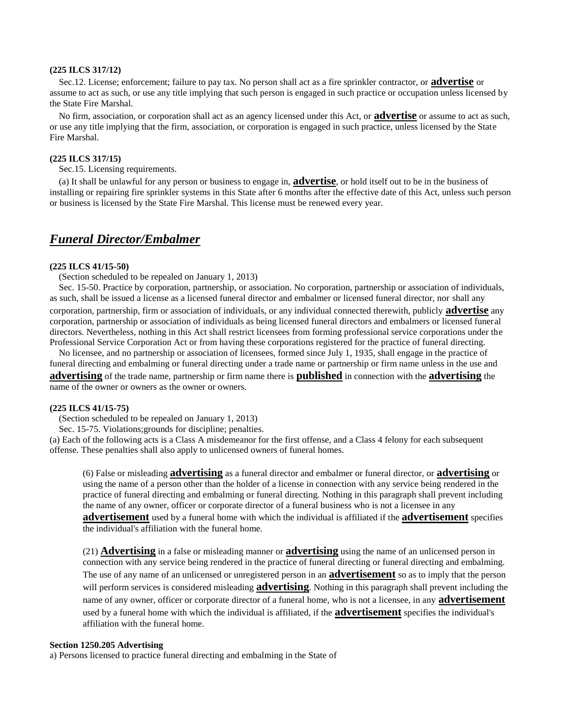**(225 ILCS 317/12)**

Sec.12. License; enforcement; failure to pay tax. No person shall act as a fire sprinkler contractor, or **advertise** or assume to act as such, or use any title implying that such person is engaged in such practice or occupation unless licensed by the State Fire Marshal.

No firm, association, or corporation shall act as an agency licensed under this Act, or **advertise** or assume to act as such, or use any title implying that the firm, association, or corporation is engaged in such practice, unless licensed by the State Fire Marshal.

**(225 ILCS 317/15)**

Sec.15. Licensing requirements.

(a) It shall be unlawful for any person or business to engage in, **advertise**, or hold itself out to be in the business of installing or repairing fire sprinkler systems in this State after 6 months after the effective date of this Act, unless such person or business is licensed by the State Fire Marshal. This license must be renewed every year.

## *Funeral Director/Embalmer*

**(225 ILCS 41/15-50)**

(Section scheduled to be repealed on January 1, 2013)

Sec. 15-50. Practice by corporation, partnership, or association. No corporation, partnership or association of individuals, as such, shall be issued a license as a licensed funeral director and embalmer or licensed funeral director, nor shall any corporation, partnership, firm or association of individuals, or any individual connected therewith, publicly **advertise** any corporation, partnership or association of individuals as being licensed funeral directors and embalmers or licensed funeral directors. Nevertheless, nothing in this Act shall restrict licensees from forming professional service corporations under the Professional Service Corporation Act or from having these corporations registered for the practice of funeral directing.

No licensee, and no partnership or association of licensees, formed since July 1, 1935, shall engage in the practice of funeral directing and embalming or funeral directing under a trade name or partnership or firm name unless in the use and **advertising** of the trade name, partnership or firm name there is **published** in connection with the **advertising** the name of the owner or owners as the owner or owners.

**(225 ILCS 41/15-75)**

(Section scheduled to be repealed on January 1, 2013)

Sec. 15-75. Violations;grounds for discipline; penalties.

(a) Each of the following acts is a Class A misdemeanor for the first offense, and a Class 4 felony for each subsequent offense. These penalties shall also apply to unlicensed owners of funeral homes.

> (6) False or misleading **advertising** as a funeral director and embalmer or funeral director, or **advertising** or using the name of a person other than the holder of a license in connection with any service being rendered in the practice of funeral directing and embalming or funeral directing. Nothing in this paragraph shall prevent including the name of any owner, officer or corporate director of a funeral business who is not a licensee in any **advertisement** used by a funeral home with which the individual is affiliated if the **advertisement** specifies the individual's affiliation with the funeral home.
>
> (21) **Advertising** in a false or misleading manner or **advertising** using the name of an unlicensed person in connection with any service being rendered in the practice of funeral directing or funeral directing and embalming. The use of any name of an unlicensed or unregistered person in an **advertisement** so as to imply that the person will perform services is considered misleading **advertising**. Nothing in this paragraph shall prevent including the name of any owner, officer or corporate director of a funeral home, who is not a licensee, in any **advertisement** used by a funeral home with which the individual is affiliated, if the **advertisement** specifies the individual's affiliation with the funeral home.

**Section 1250.205 Advertising**

a) Persons licensed to practice funeral directing and embalming in the State of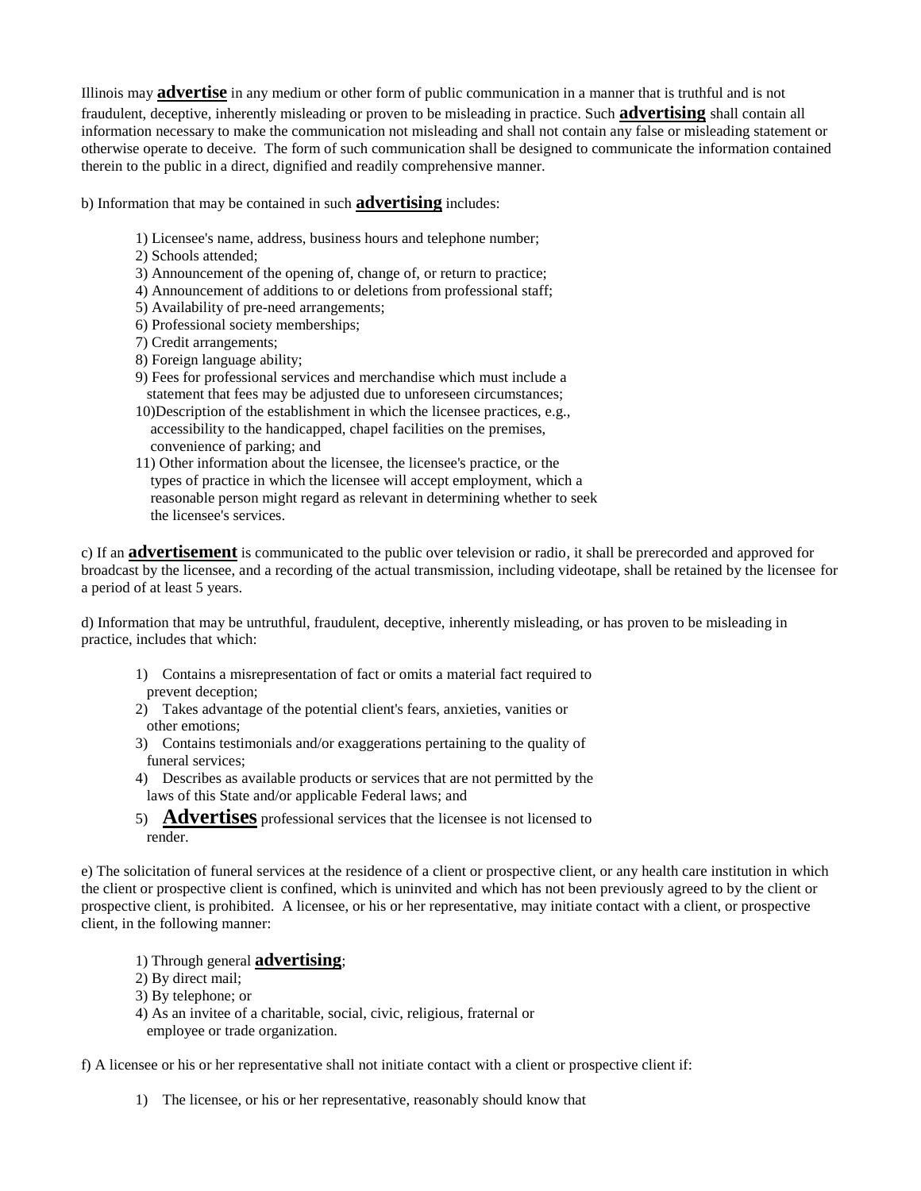Illinois may **advertise** in any medium or other form of public communication in a manner that is truthful and is not fraudulent, deceptive, inherently misleading or proven to be misleading in practice. Such **advertising** shall contain all information necessary to make the communication not misleading and shall not contain any false or misleading statement or otherwise operate to deceive. The form of such communication shall be designed to communicate the information contained therein to the public in a direct, dignified and readily comprehensive manner.

b) Information that may be contained in such **advertising** includes:

1) Licensee's name, address, business hours and telephone number;
2) Schools attended;
3) Announcement of the opening of, change of, or return to practice;
4) Announcement of additions to or deletions from professional staff;
5) Availability of pre-need arrangements;
6) Professional society memberships;
7) Credit arrangements;
8) Foreign language ability;
9) Fees for professional services and merchandise which must include a statement that fees may be adjusted due to unforeseen circumstances;
10) Description of the establishment in which the licensee practices, e.g., accessibility to the handicapped, chapel facilities on the premises, convenience of parking; and
11) Other information about the licensee, the licensee's practice, or the types of practice in which the licensee will accept employment, which a reasonable person might regard as relevant in determining whether to seek the licensee's services.

c) If an **advertisement** is communicated to the public over television or radio, it shall be prerecorded and approved for broadcast by the licensee, and a recording of the actual transmission, including videotape, shall be retained by the licensee for a period of at least 5 years.

d) Information that may be untruthful, fraudulent, deceptive, inherently misleading, or has proven to be misleading in practice, includes that which:

1) Contains a misrepresentation of fact or omits a material fact required to prevent deception;
2) Takes advantage of the potential client's fears, anxieties, vanities or other emotions;
3) Contains testimonials and/or exaggerations pertaining to the quality of funeral services;
4) Describes as available products or services that are not permitted by the laws of this State and/or applicable Federal laws; and
5) **Advertises** professional services that the licensee is not licensed to render.

e) The solicitation of funeral services at the residence of a client or prospective client, or any health care institution in which the client or prospective client is confined, which is uninvited and which has not been previously agreed to by the client or prospective client, is prohibited. A licensee, or his or her representative, may initiate contact with a client, or prospective client, in the following manner:

1) Through general **advertising**;
2) By direct mail;
3) By telephone; or
4) As an invitee of a charitable, social, civic, religious, fraternal or employee or trade organization.

f) A licensee or his or her representative shall not initiate contact with a client or prospective client if:

1) The licensee, or his or her representative, reasonably should know that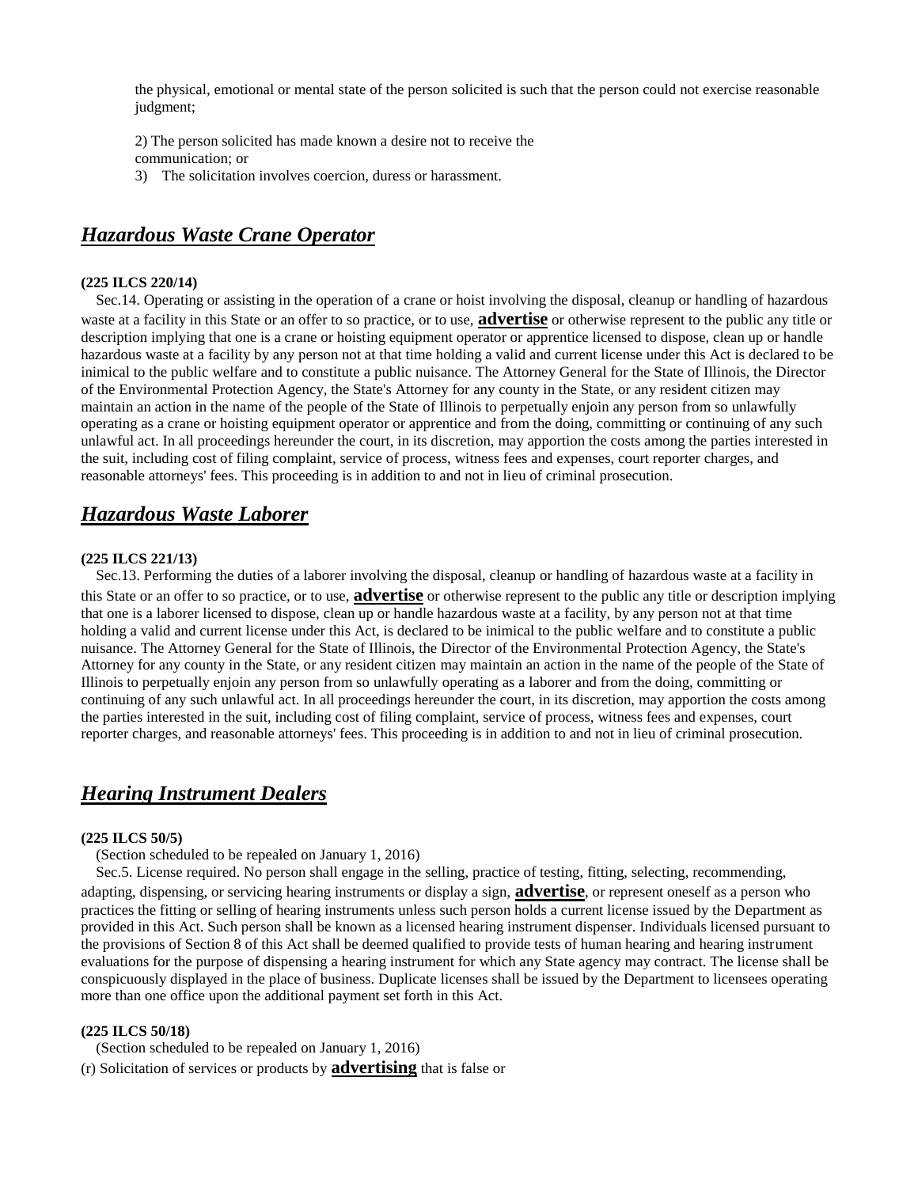the physical, emotional or mental state of the person solicited is such that the person could not exercise reasonable judgment;

2) The person solicited has made known a desire not to receive the communication; or

3) The solicitation involves coercion, duress or harassment.

## ***Hazardous Waste Crane Operator***

**(225 ILCS 220/14)**

Sec.14. Operating or assisting in the operation of a crane or hoist involving the disposal, cleanup or handling of hazardous waste at a facility in this State or an offer to so practice, or to use, **advertise** or otherwise represent to the public any title or description implying that one is a crane or hoisting equipment operator or apprentice licensed to dispose, clean up or handle hazardous waste at a facility by any person not at that time holding a valid and current license under this Act is declared to be inimical to the public welfare and to constitute a public nuisance. The Attorney General for the State of Illinois, the Director of the Environmental Protection Agency, the State's Attorney for any county in the State, or any resident citizen may maintain an action in the name of the people of the State of Illinois to perpetually enjoin any person from so unlawfully operating as a crane or hoisting equipment operator or apprentice and from the doing, committing or continuing of any such unlawful act. In all proceedings hereunder the court, in its discretion, may apportion the costs among the parties interested in the suit, including cost of filing complaint, service of process, witness fees and expenses, court reporter charges, and reasonable attorneys' fees. This proceeding is in addition to and not in lieu of criminal prosecution.

## ***Hazardous Waste Laborer***

**(225 ILCS 221/13)**

Sec.13. Performing the duties of a laborer involving the disposal, cleanup or handling of hazardous waste at a facility in this State or an offer to so practice, or to use, **advertise** or otherwise represent to the public any title or description implying that one is a laborer licensed to dispose, clean up or handle hazardous waste at a facility, by any person not at that time holding a valid and current license under this Act, is declared to be inimical to the public welfare and to constitute a public nuisance. The Attorney General for the State of Illinois, the Director of the Environmental Protection Agency, the State's Attorney for any county in the State, or any resident citizen may maintain an action in the name of the people of the State of Illinois to perpetually enjoin any person from so unlawfully operating as a laborer and from the doing, committing or continuing of any such unlawful act. In all proceedings hereunder the court, in its discretion, may apportion the costs among the parties interested in the suit, including cost of filing complaint, service of process, witness fees and expenses, court reporter charges, and reasonable attorneys' fees. This proceeding is in addition to and not in lieu of criminal prosecution.

## ***Hearing Instrument Dealers***

**(225 ILCS 50/5)**

(Section scheduled to be repealed on January 1, 2016)

Sec.5. License required. No person shall engage in the selling, practice of testing, fitting, selecting, recommending, adapting, dispensing, or servicing hearing instruments or display a sign, **advertise**, or represent oneself as a person who practices the fitting or selling of hearing instruments unless such person holds a current license issued by the Department as provided in this Act. Such person shall be known as a licensed hearing instrument dispenser. Individuals licensed pursuant to the provisions of Section 8 of this Act shall be deemed qualified to provide tests of human hearing and hearing instrument evaluations for the purpose of dispensing a hearing instrument for which any State agency may contract. The license shall be conspicuously displayed in the place of business. Duplicate licenses shall be issued by the Department to licensees operating more than one office upon the additional payment set forth in this Act.

**(225 ILCS 50/18)**

(Section scheduled to be repealed on January 1, 2016)

(r) Solicitation of services or products by **advertising** that is false or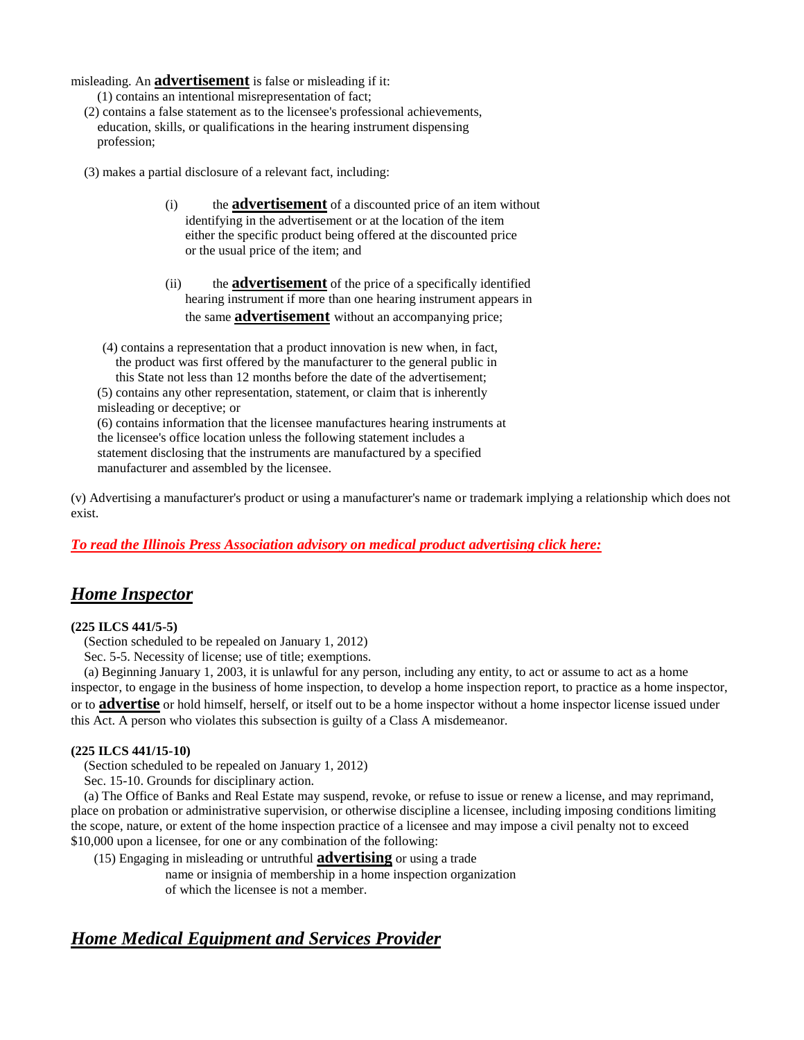misleading. An **advertisement** is false or misleading if it:

(1) contains an intentional misrepresentation of fact;

(2) contains a false statement as to the licensee's professional achievements, education, skills, or qualifications in the hearing instrument dispensing profession;

(3) makes a partial disclosure of a relevant fact, including:

(i) the **advertisement** of a discounted price of an item without identifying in the advertisement or at the location of the item either the specific product being offered at the discounted price or the usual price of the item; and

(ii) the **advertisement** of the price of a specifically identified hearing instrument if more than one hearing instrument appears in the same **advertisement** without an accompanying price;

(4) contains a representation that a product innovation is new when, in fact, the product was first offered by the manufacturer to the general public in this State not less than 12 months before the date of the advertisement;

(5) contains any other representation, statement, or claim that is inherently misleading or deceptive; or

(6) contains information that the licensee manufactures hearing instruments at the licensee's office location unless the following statement includes a statement disclosing that the instruments are manufactured by a specified manufacturer and assembled by the licensee.

(v) Advertising a manufacturer's product or using a manufacturer's name or trademark implying a relationship which does not exist.

***To read the Illinois Press Association advisory on medical product advertising click here:***

## *Home Inspector*

**(225 ILCS 441/5-5)**

(Section scheduled to be repealed on January 1, 2012)

Sec. 5-5. Necessity of license; use of title; exemptions.

(a) Beginning January 1, 2003, it is unlawful for any person, including any entity, to act or assume to act as a home inspector, to engage in the business of home inspection, to develop a home inspection report, to practice as a home inspector, or to **advertise** or hold himself, herself, or itself out to be a home inspector without a home inspector license issued under this Act. A person who violates this subsection is guilty of a Class A misdemeanor.

**(225 ILCS 441/15-10)**

(Section scheduled to be repealed on January 1, 2012)

Sec. 15-10. Grounds for disciplinary action.

(a) The Office of Banks and Real Estate may suspend, revoke, or refuse to issue or renew a license, and may reprimand, place on probation or administrative supervision, or otherwise discipline a licensee, including imposing conditions limiting the scope, nature, or extent of the home inspection practice of a licensee and may impose a civil penalty not to exceed $10,000 upon a licensee, for one or any combination of the following:

(15) Engaging in misleading or untruthful **advertising** or using a trade name or insignia of membership in a home inspection organization of which the licensee is not a member.

## *Home Medical Equipment and Services Provider*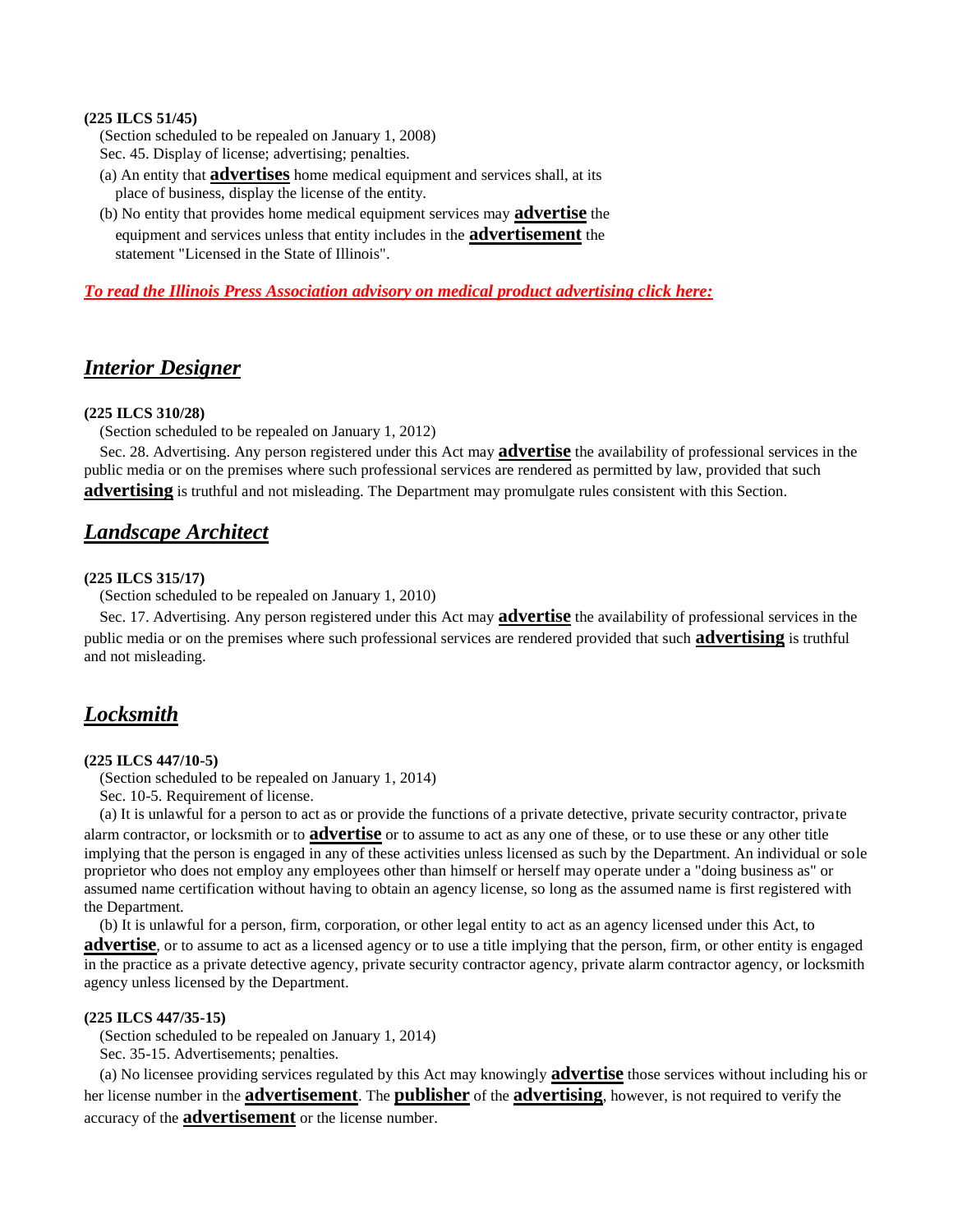**(225 ILCS 51/45)**

(Section scheduled to be repealed on January 1, 2008)

Sec. 45. Display of license; advertising; penalties.

(a) An entity that **advertises** home medical equipment and services shall, at its place of business, display the license of the entity.

(b) No entity that provides home medical equipment services may **advertise** the equipment and services unless that entity includes in the **advertisement** the statement "Licensed in the State of Illinois".

***To read the Illinois Press Association advisory on medical product advertising click here:***

## *Interior Designer*

**(225 ILCS 310/28)**

(Section scheduled to be repealed on January 1, 2012)

Sec. 28. Advertising. Any person registered under this Act may **advertise** the availability of professional services in the public media or on the premises where such professional services are rendered as permitted by law, provided that such **advertising** is truthful and not misleading. The Department may promulgate rules consistent with this Section.

## *Landscape Architect*

**(225 ILCS 315/17)**

(Section scheduled to be repealed on January 1, 2010)

Sec. 17. Advertising. Any person registered under this Act may **advertise** the availability of professional services in the public media or on the premises where such professional services are rendered provided that such **advertising** is truthful and not misleading.

## *Locksmith*

**(225 ILCS 447/10-5)**

(Section scheduled to be repealed on January 1, 2014)

Sec. 10-5. Requirement of license.

(a) It is unlawful for a person to act as or provide the functions of a private detective, private security contractor, private alarm contractor, or locksmith or to **advertise** or to assume to act as any one of these, or to use these or any other title implying that the person is engaged in any of these activities unless licensed as such by the Department. An individual or sole proprietor who does not employ any employees other than himself or herself may operate under a "doing business as" or assumed name certification without having to obtain an agency license, so long as the assumed name is first registered with the Department.

(b) It is unlawful for a person, firm, corporation, or other legal entity to act as an agency licensed under this Act, to **advertise**, or to assume to act as a licensed agency or to use a title implying that the person, firm, or other entity is engaged in the practice as a private detective agency, private security contractor agency, private alarm contractor agency, or locksmith agency unless licensed by the Department.

**(225 ILCS 447/35-15)**

(Section scheduled to be repealed on January 1, 2014)

Sec. 35-15. Advertisements; penalties.

(a) No licensee providing services regulated by this Act may knowingly **advertise** those services without including his or her license number in the **advertisement**. The **publisher** of the **advertising**, however, is not required to verify the accuracy of the **advertisement** or the license number.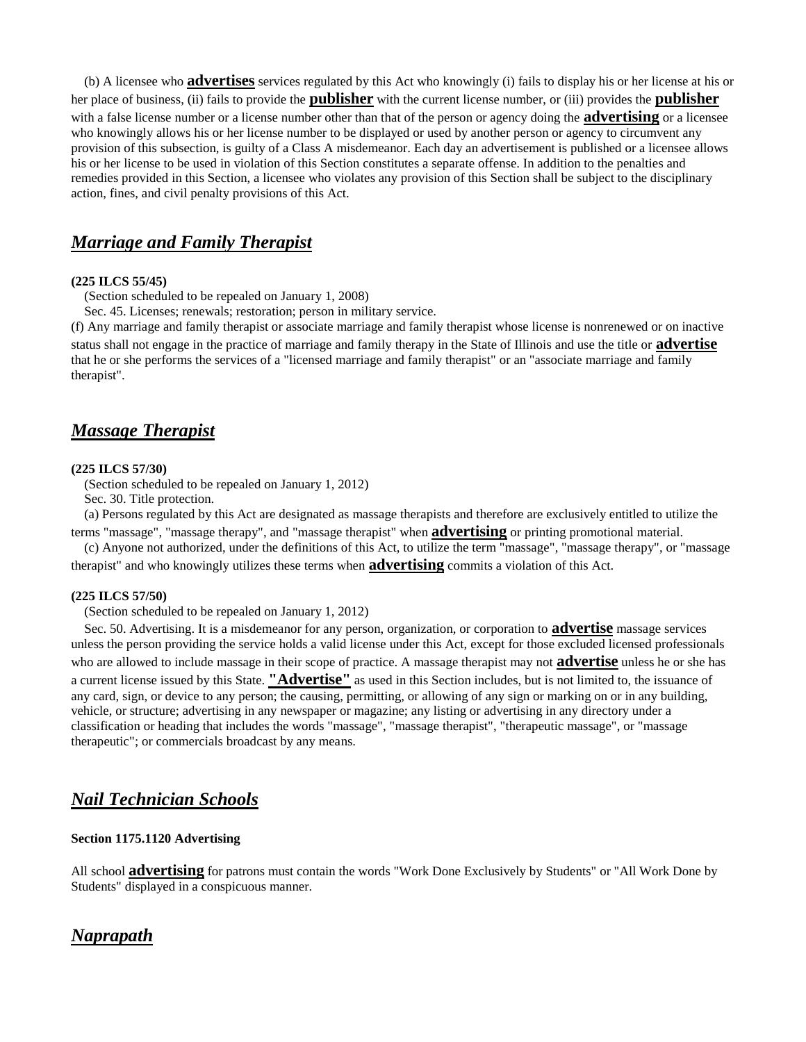(b) A licensee who **advertises** services regulated by this Act who knowingly (i) fails to display his or her license at his or her place of business, (ii) fails to provide the **publisher** with the current license number, or (iii) provides the **publisher** with a false license number or a license number other than that of the person or agency doing the **advertising** or a licensee who knowingly allows his or her license number to be displayed or used by another person or agency to circumvent any provision of this subsection, is guilty of a Class A misdemeanor. Each day an advertisement is published or a licensee allows his or her license to be used in violation of this Section constitutes a separate offense. In addition to the penalties and remedies provided in this Section, a licensee who violates any provision of this Section shall be subject to the disciplinary action, fines, and civil penalty provisions of this Act.

## *Marriage and Family Therapist*

**(225 ILCS 55/45)**

(Section scheduled to be repealed on January 1, 2008)

Sec. 45. Licenses; renewals; restoration; person in military service.

(f) Any marriage and family therapist or associate marriage and family therapist whose license is nonrenewed or on inactive status shall not engage in the practice of marriage and family therapy in the State of Illinois and use the title or **advertise** that he or she performs the services of a "licensed marriage and family therapist" or an "associate marriage and family therapist".

## *Massage Therapist*

**(225 ILCS 57/30)**

(Section scheduled to be repealed on January 1, 2012)

Sec. 30. Title protection.

(a) Persons regulated by this Act are designated as massage therapists and therefore are exclusively entitled to utilize the terms "massage", "massage therapy", and "massage therapist" when **advertising** or printing promotional material.

(c) Anyone not authorized, under the definitions of this Act, to utilize the term "massage", "massage therapy", or "massage therapist" and who knowingly utilizes these terms when **advertising** commits a violation of this Act.

**(225 ILCS 57/50)**

(Section scheduled to be repealed on January 1, 2012)

Sec. 50. Advertising. It is a misdemeanor for any person, organization, or corporation to **advertise** massage services unless the person providing the service holds a valid license under this Act, except for those excluded licensed professionals who are allowed to include massage in their scope of practice. A massage therapist may not **advertise** unless he or she has a current license issued by this State. **"Advertise"** as used in this Section includes, but is not limited to, the issuance of any card, sign, or device to any person; the causing, permitting, or allowing of any sign or marking on or in any building, vehicle, or structure; advertising in any newspaper or magazine; any listing or advertising in any directory under a classification or heading that includes the words "massage", "massage therapist", "therapeutic massage", or "massage therapeutic"; or commercials broadcast by any means.

## *Nail Technician Schools*

**Section 1175.1120 Advertising**

All school **advertising** for patrons must contain the words "Work Done Exclusively by Students" or "All Work Done by Students" displayed in a conspicuous manner.

## *Naprapath*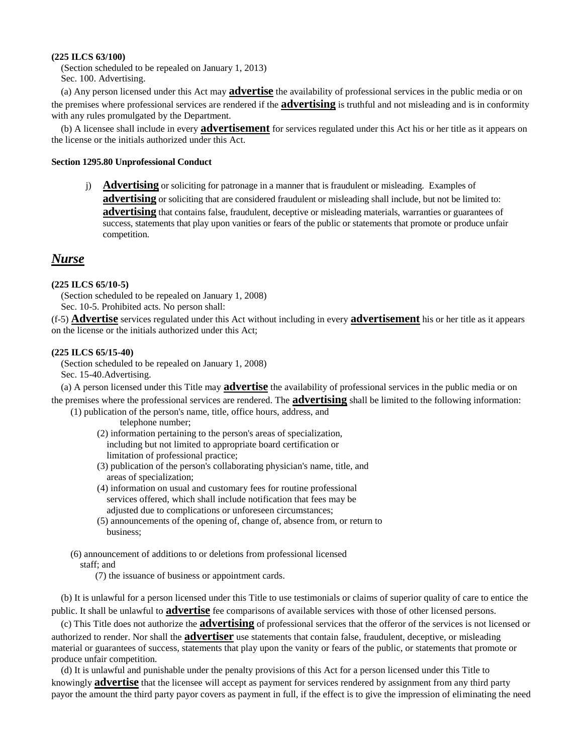**(225 ILCS 63/100)**

(Section scheduled to be repealed on January 1, 2013)

Sec. 100. Advertising.

(a) Any person licensed under this Act may **advertise** the availability of professional services in the public media or on the premises where professional services are rendered if the **advertising** is truthful and not misleading and is in conformity with any rules promulgated by the Department.

(b) A licensee shall include in every **advertisement** for services regulated under this Act his or her title as it appears on the license or the initials authorized under this Act.

**Section 1295.80 Unprofessional Conduct**

j) **Advertising** or soliciting for patronage in a manner that is fraudulent or misleading. Examples of **advertising** or soliciting that are considered fraudulent or misleading shall include, but not be limited to: **advertising** that contains false, fraudulent, deceptive or misleading materials, warranties or guarantees of success, statements that play upon vanities or fears of the public or statements that promote or produce unfair competition.

## ***Nurse***

**(225 ILCS 65/10-5)**

(Section scheduled to be repealed on January 1, 2008)

Sec. 10-5. Prohibited acts. No person shall:

(f-5) **Advertise** services regulated under this Act without including in every **advertisement** his or her title as it appears on the license or the initials authorized under this Act;

**(225 ILCS 65/15-40)**

(Section scheduled to be repealed on January 1, 2008)

Sec. 15-40.Advertising.

(a) A person licensed under this Title may **advertise** the availability of professional services in the public media or on the premises where the professional services are rendered. The **advertising** shall be limited to the following information:

(1) publication of the person's name, title, office hours, address, and telephone number;

(2) information pertaining to the person's areas of specialization, including but not limited to appropriate board certification or limitation of professional practice;

(3) publication of the person's collaborating physician's name, title, and areas of specialization;

(4) information on usual and customary fees for routine professional services offered, which shall include notification that fees may be adjusted due to complications or unforeseen circumstances;

(5) announcements of the opening of, change of, absence from, or return to business;

(6) announcement of additions to or deletions from professional licensed staff; and

(7) the issuance of business or appointment cards.

(b) It is unlawful for a person licensed under this Title to use testimonials or claims of superior quality of care to entice the public. It shall be unlawful to **advertise** fee comparisons of available services with those of other licensed persons.

(c) This Title does not authorize the **advertising** of professional services that the offeror of the services is not licensed or authorized to render. Nor shall the **advertiser** use statements that contain false, fraudulent, deceptive, or misleading material or guarantees of success, statements that play upon the vanity or fears of the public, or statements that promote or produce unfair competition.

(d) It is unlawful and punishable under the penalty provisions of this Act for a person licensed under this Title to knowingly **advertise** that the licensee will accept as payment for services rendered by assignment from any third party payor the amount the third party payor covers as payment in full, if the effect is to give the impression of eliminating the need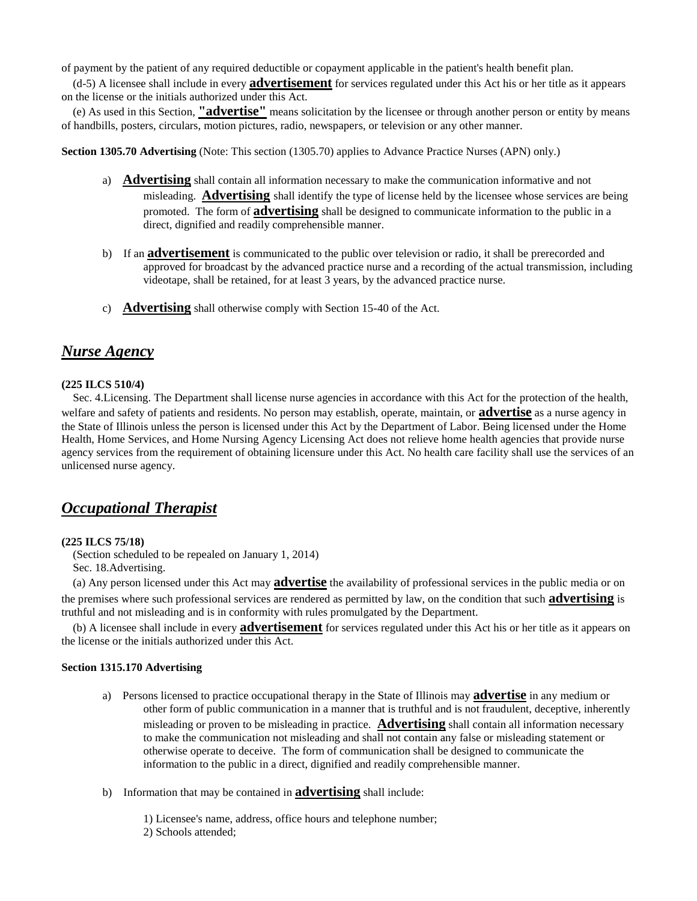of payment by the patient of any required deductible or copayment applicable in the patient's health benefit plan.

(d-5) A licensee shall include in every **advertisement** for services regulated under this Act his or her title as it appears on the license or the initials authorized under this Act.

(e) As used in this Section, **"advertise"** means solicitation by the licensee or through another person or entity by means of handbills, posters, circulars, motion pictures, radio, newspapers, or television or any other manner.

**Section 1305.70 Advertising** (Note: This section (1305.70) applies to Advance Practice Nurses (APN) only.)

a) **Advertising** shall contain all information necessary to make the communication informative and not misleading. **Advertising** shall identify the type of license held by the licensee whose services are being promoted. The form of **advertising** shall be designed to communicate information to the public in a direct, dignified and readily comprehensible manner.

b) If an **advertisement** is communicated to the public over television or radio, it shall be prerecorded and approved for broadcast by the advanced practice nurse and a recording of the actual transmission, including videotape, shall be retained, for at least 3 years, by the advanced practice nurse.

c) **Advertising** shall otherwise comply with Section 15-40 of the Act.

## ***Nurse Agency***

**(225 ILCS 510/4)**

Sec. 4.Licensing. The Department shall license nurse agencies in accordance with this Act for the protection of the health, welfare and safety of patients and residents. No person may establish, operate, maintain, or **advertise** as a nurse agency in the State of Illinois unless the person is licensed under this Act by the Department of Labor. Being licensed under the Home Health, Home Services, and Home Nursing Agency Licensing Act does not relieve home health agencies that provide nurse agency services from the requirement of obtaining licensure under this Act. No health care facility shall use the services of an unlicensed nurse agency.

## ***Occupational Therapist***

**(225 ILCS 75/18)**

(Section scheduled to be repealed on January 1, 2014)

Sec. 18.Advertising.

(a) Any person licensed under this Act may **advertise** the availability of professional services in the public media or on the premises where such professional services are rendered as permitted by law, on the condition that such **advertising** is truthful and not misleading and is in conformity with rules promulgated by the Department.

(b) A licensee shall include in every **advertisement** for services regulated under this Act his or her title as it appears on the license or the initials authorized under this Act.

**Section 1315.170 Advertising**

a) Persons licensed to practice occupational therapy in the State of Illinois may **advertise** in any medium or other form of public communication in a manner that is truthful and is not fraudulent, deceptive, inherently misleading or proven to be misleading in practice. **Advertising** shall contain all information necessary to make the communication not misleading and shall not contain any false or misleading statement or otherwise operate to deceive. The form of communication shall be designed to communicate the information to the public in a direct, dignified and readily comprehensible manner.

b) Information that may be contained in **advertising** shall include:

1) Licensee's name, address, office hours and telephone number;
2) Schools attended;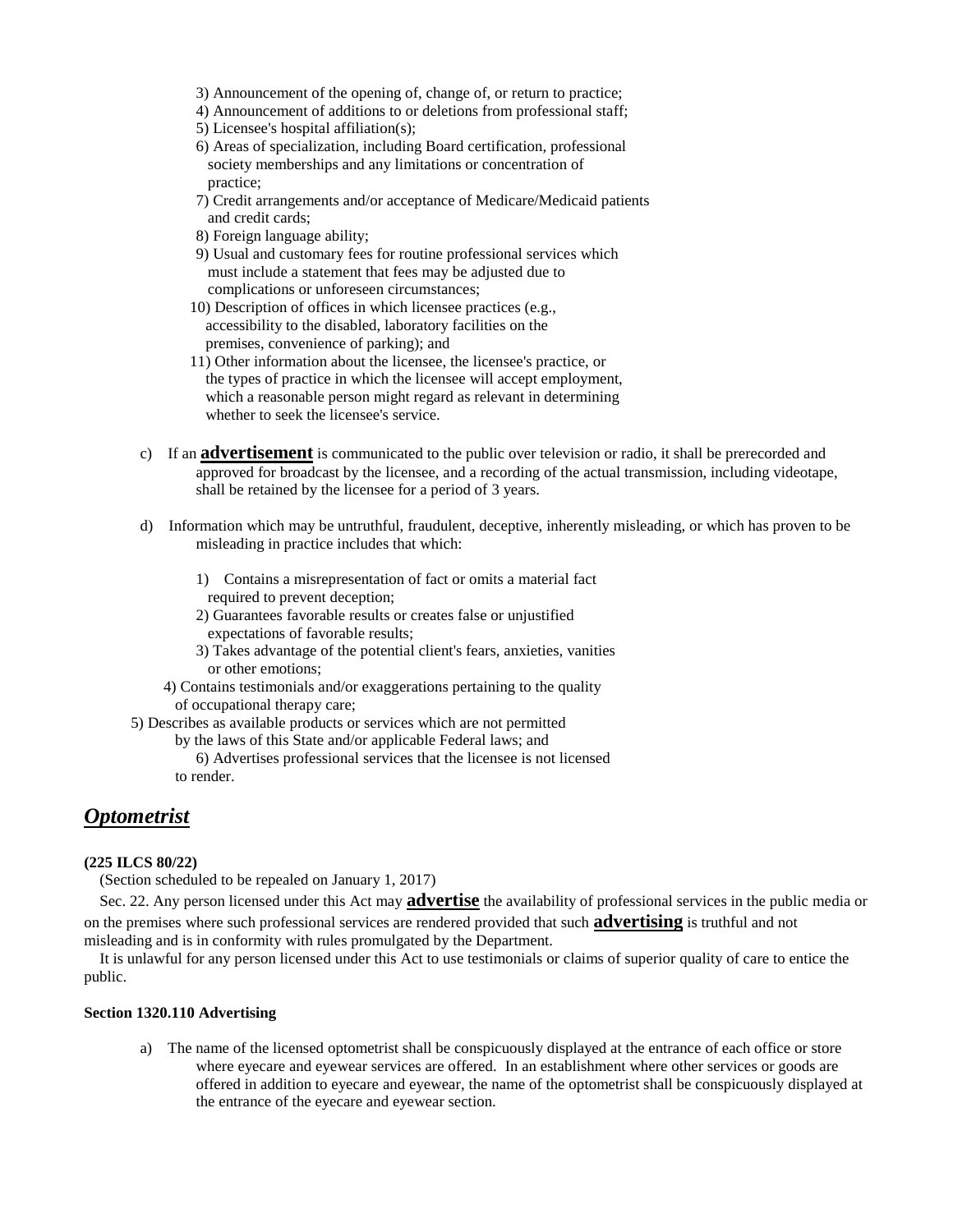3) Announcement of the opening of, change of, or return to practice;
4) Announcement of additions to or deletions from professional staff;
5) Licensee's hospital affiliation(s);
6) Areas of specialization, including Board certification, professional society memberships and any limitations or concentration of practice;
7) Credit arrangements and/or acceptance of Medicare/Medicaid patients and credit cards;
8) Foreign language ability;
9) Usual and customary fees for routine professional services which must include a statement that fees may be adjusted due to complications or unforeseen circumstances;
10) Description of offices in which licensee practices (e.g., accessibility to the disabled, laboratory facilities on the premises, convenience of parking); and
11) Other information about the licensee, the licensee's practice, or the types of practice in which the licensee will accept employment, which a reasonable person might regard as relevant in determining whether to seek the licensee's service.

c) If an **advertisement** is communicated to the public over television or radio, it shall be prerecorded and approved for broadcast by the licensee, and a recording of the actual transmission, including videotape, shall be retained by the licensee for a period of 3 years.

d) Information which may be untruthful, fraudulent, deceptive, inherently misleading, or which has proven to be misleading in practice includes that which:

1) Contains a misrepresentation of fact or omits a material fact required to prevent deception;
2) Guarantees favorable results or creates false or unjustified expectations of favorable results;
3) Takes advantage of the potential client's fears, anxieties, vanities or other emotions;
4) Contains testimonials and/or exaggerations pertaining to the quality of occupational therapy care;
5) Describes as available products or services which are not permitted by the laws of this State and/or applicable Federal laws; and
6) Advertises professional services that the licensee is not licensed to render.

## ***Optometrist***

**(225 ILCS 80/22)**

(Section scheduled to be repealed on January 1, 2017)

Sec. 22. Any person licensed under this Act may **advertise** the availability of professional services in the public media or on the premises where such professional services are rendered provided that such **advertising** is truthful and not misleading and is in conformity with rules promulgated by the Department.

It is unlawful for any person licensed under this Act to use testimonials or claims of superior quality of care to entice the public.

**Section 1320.110 Advertising**

a) The name of the licensed optometrist shall be conspicuously displayed at the entrance of each office or store where eyecare and eyewear services are offered. In an establishment where other services or goods are offered in addition to eyecare and eyewear, the name of the optometrist shall be conspicuously displayed at the entrance of the eyecare and eyewear section.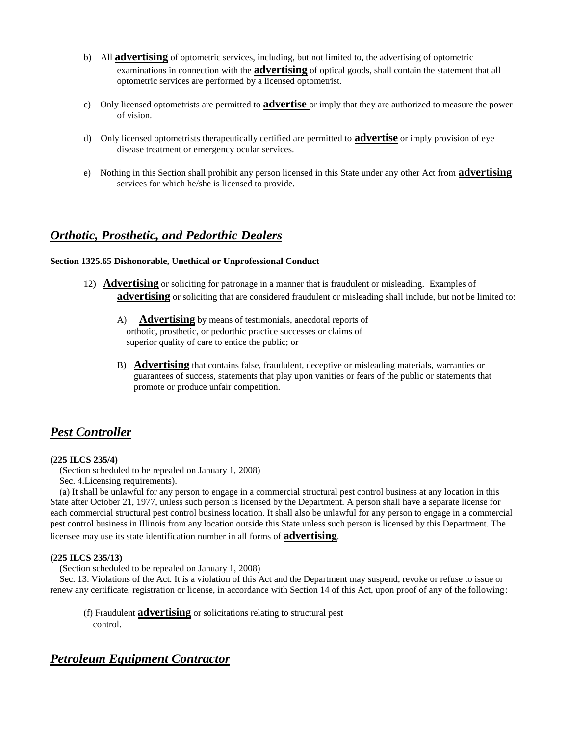b) All **advertising** of optometric services, including, but not limited to, the advertising of optometric examinations in connection with the **advertising** of optical goods, shall contain the statement that all optometric services are performed by a licensed optometrist.

c) Only licensed optometrists are permitted to **advertise** or imply that they are authorized to measure the power of vision.

d) Only licensed optometrists therapeutically certified are permitted to **advertise** or imply provision of eye disease treatment or emergency ocular services.

e) Nothing in this Section shall prohibit any person licensed in this State under any other Act from **advertising** services for which he/she is licensed to provide.

## *Orthotic, Prosthetic, and Pedorthic Dealers*

**Section 1325.65 Dishonorable, Unethical or Unprofessional Conduct**

12) **Advertising** or soliciting for patronage in a manner that is fraudulent or misleading. Examples of **advertising** or soliciting that are considered fraudulent or misleading shall include, but not be limited to:

A) **Advertising** by means of testimonials, anecdotal reports of orthotic, prosthetic, or pedorthic practice successes or claims of superior quality of care to entice the public; or

B) **Advertising** that contains false, fraudulent, deceptive or misleading materials, warranties or guarantees of success, statements that play upon vanities or fears of the public or statements that promote or produce unfair competition.

## *Pest Controller*

**(225 ILCS 235/4)**

(Section scheduled to be repealed on January 1, 2008)

Sec. 4.Licensing requirements).

(a) It shall be unlawful for any person to engage in a commercial structural pest control business at any location in this State after October 21, 1977, unless such person is licensed by the Department. A person shall have a separate license for each commercial structural pest control business location. It shall also be unlawful for any person to engage in a commercial pest control business in Illinois from any location outside this State unless such person is licensed by this Department. The licensee may use its state identification number in all forms of **advertising**.

**(225 ILCS 235/13)**

(Section scheduled to be repealed on January 1, 2008)

Sec. 13. Violations of the Act. It is a violation of this Act and the Department may suspend, revoke or refuse to issue or renew any certificate, registration or license, in accordance with Section 14 of this Act, upon proof of any of the following:

(f) Fraudulent **advertising** or solicitations relating to structural pest control.

## *Petroleum Equipment Contractor*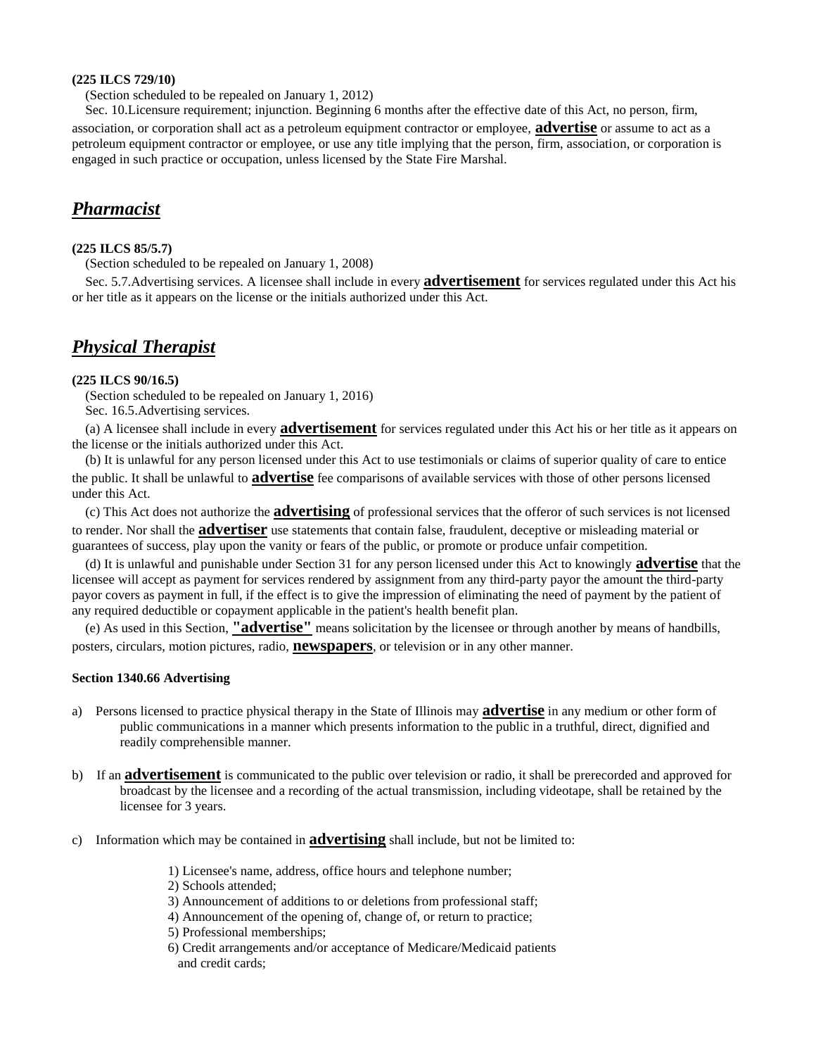**(225 ILCS 729/10)**

(Section scheduled to be repealed on January 1, 2012)

Sec. 10.Licensure requirement; injunction. Beginning 6 months after the effective date of this Act, no person, firm, association, or corporation shall act as a petroleum equipment contractor or employee, **advertise** or assume to act as a petroleum equipment contractor or employee, or use any title implying that the person, firm, association, or corporation is engaged in such practice or occupation, unless licensed by the State Fire Marshal.

## *Pharmacist*

**(225 ILCS 85/5.7)**

(Section scheduled to be repealed on January 1, 2008)

Sec. 5.7.Advertising services. A licensee shall include in every **advertisement** for services regulated under this Act his or her title as it appears on the license or the initials authorized under this Act.

## *Physical Therapist*

**(225 ILCS 90/16.5)**

(Section scheduled to be repealed on January 1, 2016)

Sec. 16.5.Advertising services.

(a) A licensee shall include in every **advertisement** for services regulated under this Act his or her title as it appears on the license or the initials authorized under this Act.

(b) It is unlawful for any person licensed under this Act to use testimonials or claims of superior quality of care to entice the public. It shall be unlawful to **advertise** fee comparisons of available services with those of other persons licensed under this Act.

(c) This Act does not authorize the **advertising** of professional services that the offeror of such services is not licensed to render. Nor shall the **advertiser** use statements that contain false, fraudulent, deceptive or misleading material or guarantees of success, play upon the vanity or fears of the public, or promote or produce unfair competition.

(d) It is unlawful and punishable under Section 31 for any person licensed under this Act to knowingly **advertise** that the licensee will accept as payment for services rendered by assignment from any third-party payor the amount the third-party payor covers as payment in full, if the effect is to give the impression of eliminating the need of payment by the patient of any required deductible or copayment applicable in the patient's health benefit plan.

(e) As used in this Section, **"advertise"** means solicitation by the licensee or through another by means of handbills, posters, circulars, motion pictures, radio, **newspapers**, or television or in any other manner.

**Section 1340.66 Advertising**

a) Persons licensed to practice physical therapy in the State of Illinois may **advertise** in any medium or other form of public communications in a manner which presents information to the public in a truthful, direct, dignified and readily comprehensible manner.

b) If an **advertisement** is communicated to the public over television or radio, it shall be prerecorded and approved for broadcast by the licensee and a recording of the actual transmission, including videotape, shall be retained by the licensee for 3 years.

c) Information which may be contained in **advertising** shall include, but not be limited to:

1) Licensee's name, address, office hours and telephone number;
2) Schools attended;
3) Announcement of additions to or deletions from professional staff;
4) Announcement of the opening of, change of, or return to practice;
5) Professional memberships;
6) Credit arrangements and/or acceptance of Medicare/Medicaid patients and credit cards;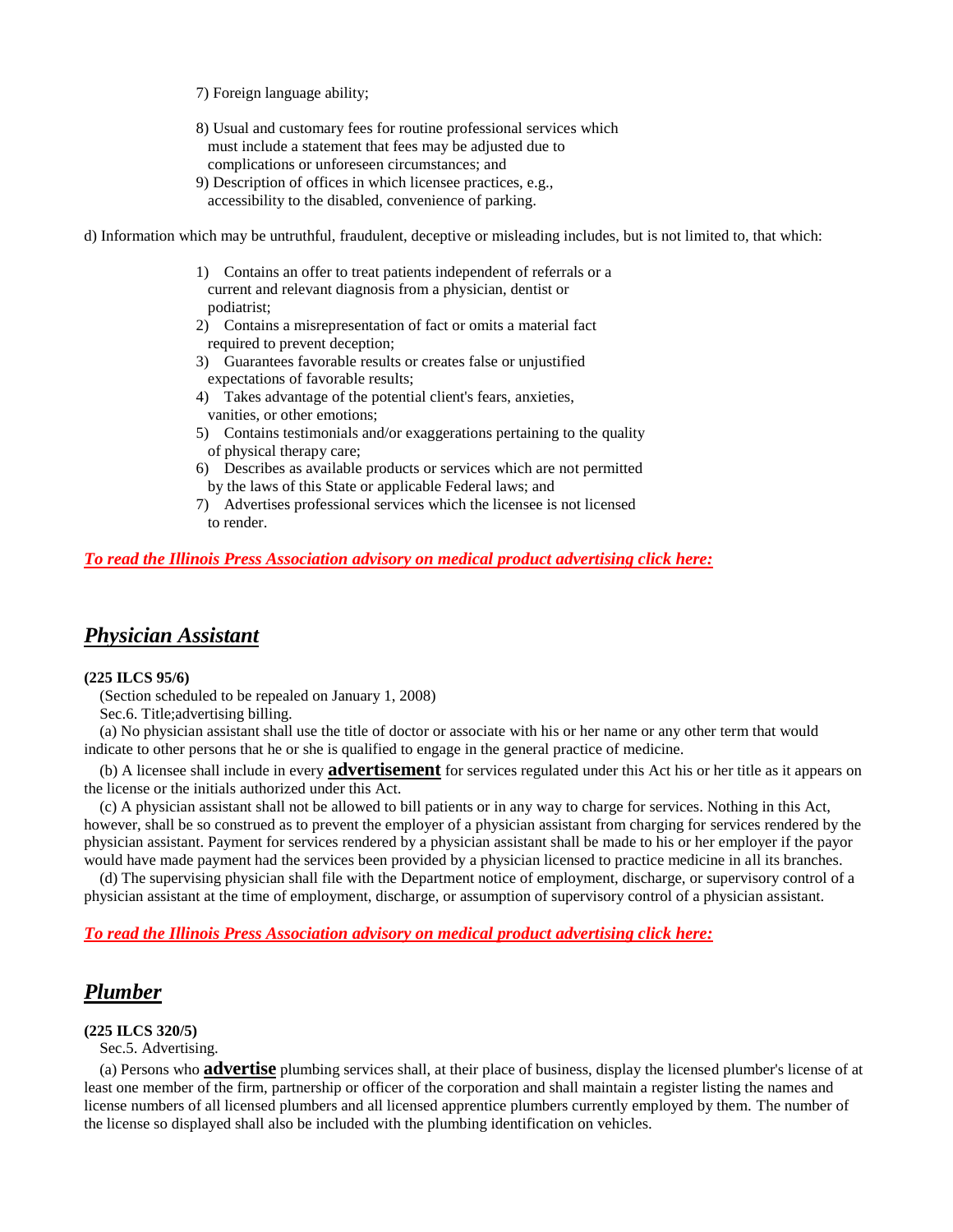7) Foreign language ability;

8) Usual and customary fees for routine professional services which must include a statement that fees may be adjusted due to complications or unforeseen circumstances; and

9) Description of offices in which licensee practices, e.g., accessibility to the disabled, convenience of parking.

d) Information which may be untruthful, fraudulent, deceptive or misleading includes, but is not limited to, that which:

1) Contains an offer to treat patients independent of referrals or a current and relevant diagnosis from a physician, dentist or podiatrist;
2) Contains a misrepresentation of fact or omits a material fact required to prevent deception;
3) Guarantees favorable results or creates false or unjustified expectations of favorable results;
4) Takes advantage of the potential client's fears, anxieties, vanities, or other emotions;
5) Contains testimonials and/or exaggerations pertaining to the quality of physical therapy care;
6) Describes as available products or services which are not permitted by the laws of this State or applicable Federal laws; and
7) Advertises professional services which the licensee is not licensed to render.

***To read the Illinois Press Association advisory on medical product advertising click here:***

## *Physician Assistant*

**(225 ILCS 95/6)**

(Section scheduled to be repealed on January 1, 2008)

Sec.6. Title;advertising billing.

(a) No physician assistant shall use the title of doctor or associate with his or her name or any other term that would indicate to other persons that he or she is qualified to engage in the general practice of medicine.

(b) A licensee shall include in every **advertisement** for services regulated under this Act his or her title as it appears on the license or the initials authorized under this Act.

(c) A physician assistant shall not be allowed to bill patients or in any way to charge for services. Nothing in this Act, however, shall be so construed as to prevent the employer of a physician assistant from charging for services rendered by the physician assistant. Payment for services rendered by a physician assistant shall be made to his or her employer if the payor would have made payment had the services been provided by a physician licensed to practice medicine in all its branches.

(d) The supervising physician shall file with the Department notice of employment, discharge, or supervisory control of a physician assistant at the time of employment, discharge, or assumption of supervisory control of a physician assistant.

***To read the Illinois Press Association advisory on medical product advertising click here:***

## *Plumber*

**(225 ILCS 320/5)**

Sec.5. Advertising.

(a) Persons who **advertise** plumbing services shall, at their place of business, display the licensed plumber's license of at least one member of the firm, partnership or officer of the corporation and shall maintain a register listing the names and license numbers of all licensed plumbers and all licensed apprentice plumbers currently employed by them. The number of the license so displayed shall also be included with the plumbing identification on vehicles.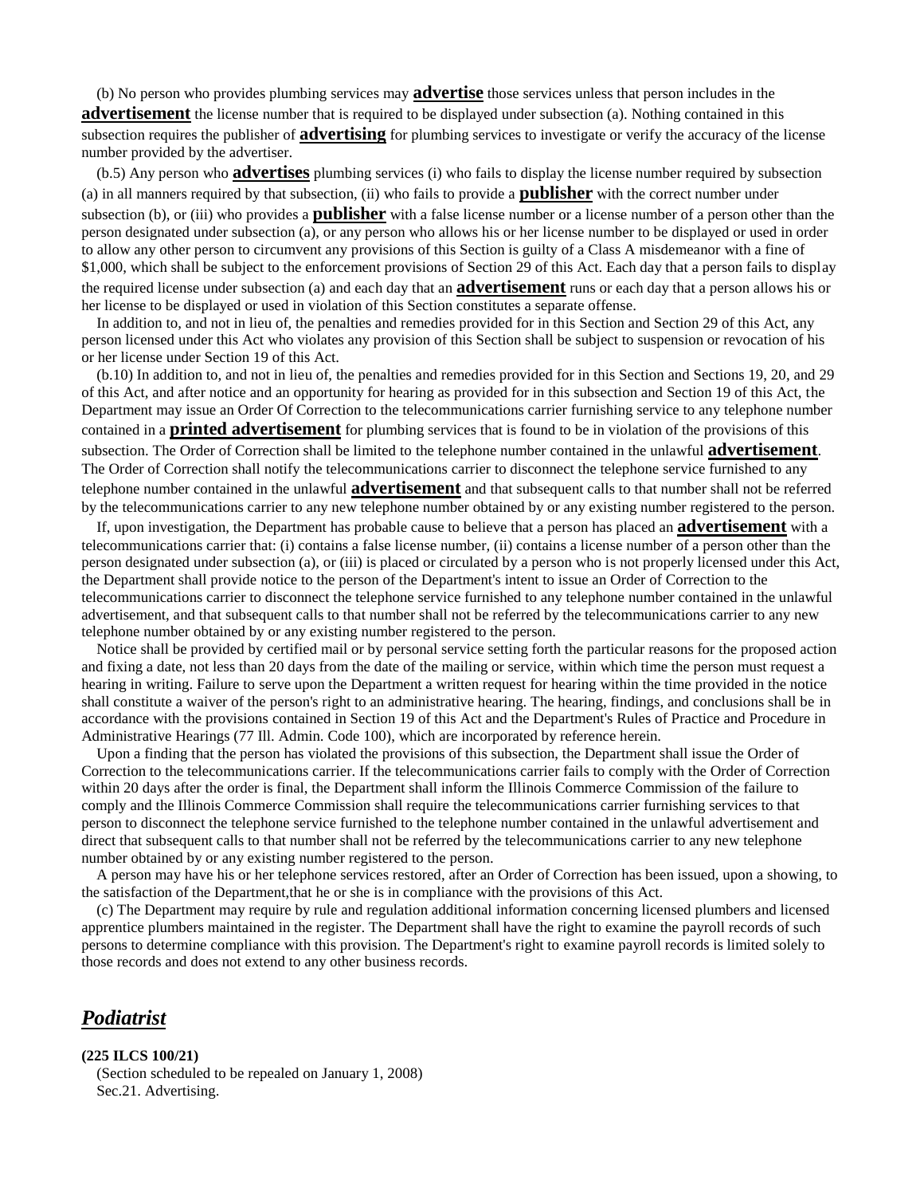(b) No person who provides plumbing services may **advertise** those services unless that person includes in the **advertisement** the license number that is required to be displayed under subsection (a). Nothing contained in this subsection requires the publisher of **advertising** for plumbing services to investigate or verify the accuracy of the license number provided by the advertiser.

(b.5) Any person who **advertises** plumbing services (i) who fails to display the license number required by subsection (a) in all manners required by that subsection, (ii) who fails to provide a **publisher** with the correct number under subsection (b), or (iii) who provides a **publisher** with a false license number or a license number of a person other than the person designated under subsection (a), or any person who allows his or her license number to be displayed or used in order to allow any other person to circumvent any provisions of this Section is guilty of a Class A misdemeanor with a fine of $1,000, which shall be subject to the enforcement provisions of Section 29 of this Act. Each day that a person fails to display the required license under subsection (a) and each day that an **advertisement** runs or each day that a person allows his or her license to be displayed or used in violation of this Section constitutes a separate offense.

In addition to, and not in lieu of, the penalties and remedies provided for in this Section and Section 29 of this Act, any person licensed under this Act who violates any provision of this Section shall be subject to suspension or revocation of his or her license under Section 19 of this Act.

(b.10) In addition to, and not in lieu of, the penalties and remedies provided for in this Section and Sections 19, 20, and 29 of this Act, and after notice and an opportunity for hearing as provided for in this subsection and Section 19 of this Act, the Department may issue an Order Of Correction to the telecommunications carrier furnishing service to any telephone number contained in a **printed advertisement** for plumbing services that is found to be in violation of the provisions of this subsection. The Order of Correction shall be limited to the telephone number contained in the unlawful **advertisement**. The Order of Correction shall notify the telecommunications carrier to disconnect the telephone service furnished to any telephone number contained in the unlawful **advertisement** and that subsequent calls to that number shall not be referred by the telecommunications carrier to any new telephone number obtained by or any existing number registered to the person.

If, upon investigation, the Department has probable cause to believe that a person has placed an **advertisement** with a telecommunications carrier that: (i) contains a false license number, (ii) contains a license number of a person other than the person designated under subsection (a), or (iii) is placed or circulated by a person who is not properly licensed under this Act, the Department shall provide notice to the person of the Department's intent to issue an Order of Correction to the telecommunications carrier to disconnect the telephone service furnished to any telephone number contained in the unlawful advertisement, and that subsequent calls to that number shall not be referred by the telecommunications carrier to any new telephone number obtained by or any existing number registered to the person.

Notice shall be provided by certified mail or by personal service setting forth the particular reasons for the proposed action and fixing a date, not less than 20 days from the date of the mailing or service, within which time the person must request a hearing in writing. Failure to serve upon the Department a written request for hearing within the time provided in the notice shall constitute a waiver of the person's right to an administrative hearing. The hearing, findings, and conclusions shall be in accordance with the provisions contained in Section 19 of this Act and the Department's Rules of Practice and Procedure in Administrative Hearings (77 Ill. Admin. Code 100), which are incorporated by reference herein.

Upon a finding that the person has violated the provisions of this subsection, the Department shall issue the Order of Correction to the telecommunications carrier. If the telecommunications carrier fails to comply with the Order of Correction within 20 days after the order is final, the Department shall inform the Illinois Commerce Commission of the failure to comply and the Illinois Commerce Commission shall require the telecommunications carrier furnishing services to that person to disconnect the telephone service furnished to the telephone number contained in the unlawful advertisement and direct that subsequent calls to that number shall not be referred by the telecommunications carrier to any new telephone number obtained by or any existing number registered to the person.

A person may have his or her telephone services restored, after an Order of Correction has been issued, upon a showing, to the satisfaction of the Department,that he or she is in compliance with the provisions of this Act.

(c) The Department may require by rule and regulation additional information concerning licensed plumbers and licensed apprentice plumbers maintained in the register. The Department shall have the right to examine the payroll records of such persons to determine compliance with this provision. The Department's right to examine payroll records is limited solely to those records and does not extend to any other business records.

## *Podiatrist*

**(225 ILCS 100/21)**

(Section scheduled to be repealed on January 1, 2008)

Sec.21. Advertising.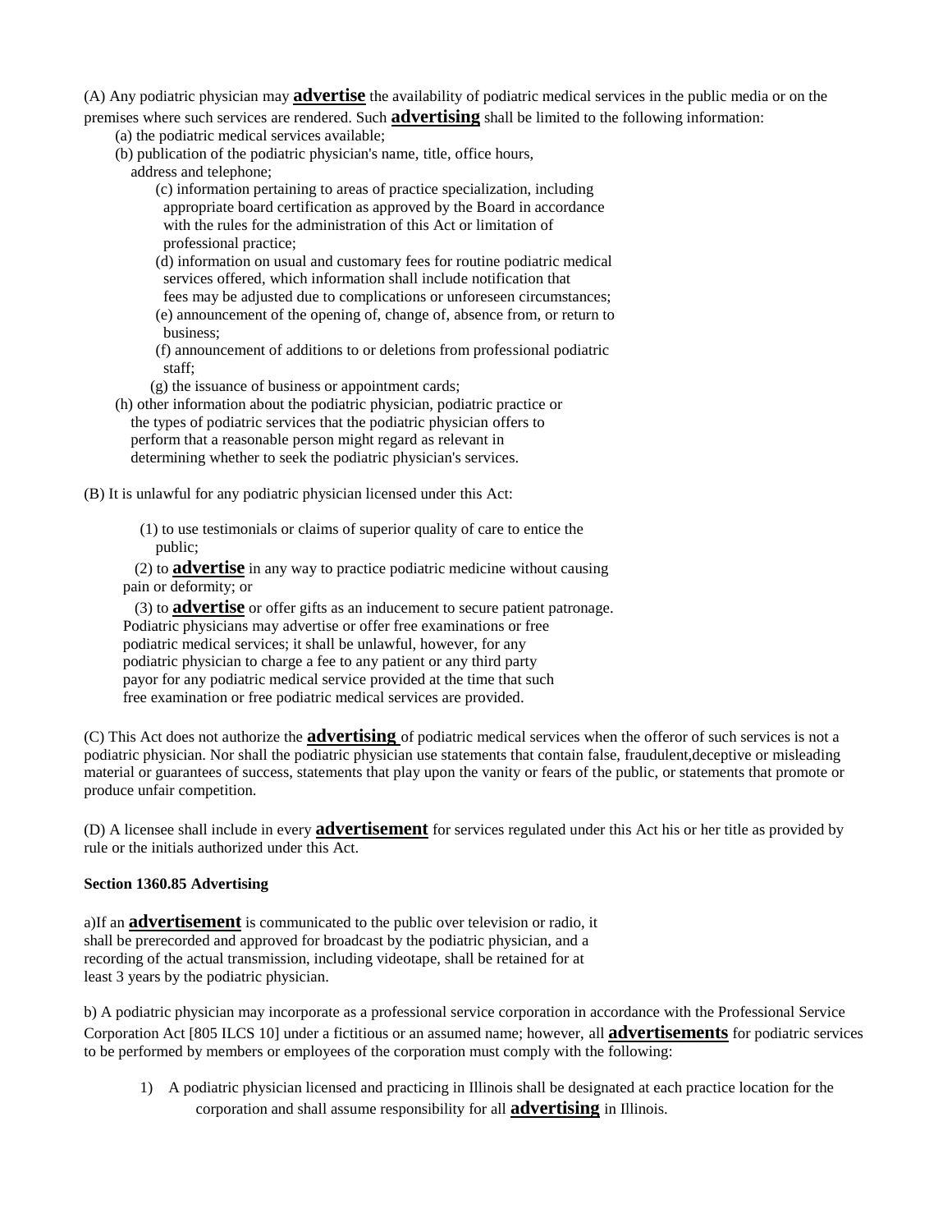(A) Any podiatric physician may **advertise** the availability of podiatric medical services in the public media or on the premises where such services are rendered. Such **advertising** shall be limited to the following information:

(a) the podiatric medical services available;

(b) publication of the podiatric physician's name, title, office hours, address and telephone;

(c) information pertaining to areas of practice specialization, including appropriate board certification as approved by the Board in accordance with the rules for the administration of this Act or limitation of professional practice;

(d) information on usual and customary fees for routine podiatric medical services offered, which information shall include notification that fees may be adjusted due to complications or unforeseen circumstances;

(e) announcement of the opening of, change of, absence from, or return to business;

(f) announcement of additions to or deletions from professional podiatric staff;

(g) the issuance of business or appointment cards;

(h) other information about the podiatric physician, podiatric practice or the types of podiatric services that the podiatric physician offers to perform that a reasonable person might regard as relevant in determining whether to seek the podiatric physician's services.

(B) It is unlawful for any podiatric physician licensed under this Act:

(1) to use testimonials or claims of superior quality of care to entice the public;

(2) to **advertise** in any way to practice podiatric medicine without causing pain or deformity; or

(3) to **advertise** or offer gifts as an inducement to secure patient patronage. Podiatric physicians may advertise or offer free examinations or free podiatric medical services; it shall be unlawful, however, for any podiatric physician to charge a fee to any patient or any third party payor for any podiatric medical service provided at the time that such free examination or free podiatric medical services are provided.

(C) This Act does not authorize the **advertising** of podiatric medical services when the offeror of such services is not a podiatric physician. Nor shall the podiatric physician use statements that contain false, fraudulent,deceptive or misleading material or guarantees of success, statements that play upon the vanity or fears of the public, or statements that promote or produce unfair competition.

(D) A licensee shall include in every **advertisement** for services regulated under this Act his or her title as provided by rule or the initials authorized under this Act.

**Section 1360.85 Advertising**

a)If an **advertisement** is communicated to the public over television or radio, it shall be prerecorded and approved for broadcast by the podiatric physician, and a recording of the actual transmission, including videotape, shall be retained for at least 3 years by the podiatric physician.

b) A podiatric physician may incorporate as a professional service corporation in accordance with the Professional Service Corporation Act [805 ILCS 10] under a fictitious or an assumed name; however, all **advertisements** for podiatric services to be performed by members or employees of the corporation must comply with the following:

1) A podiatric physician licensed and practicing in Illinois shall be designated at each practice location for the corporation and shall assume responsibility for all **advertising** in Illinois.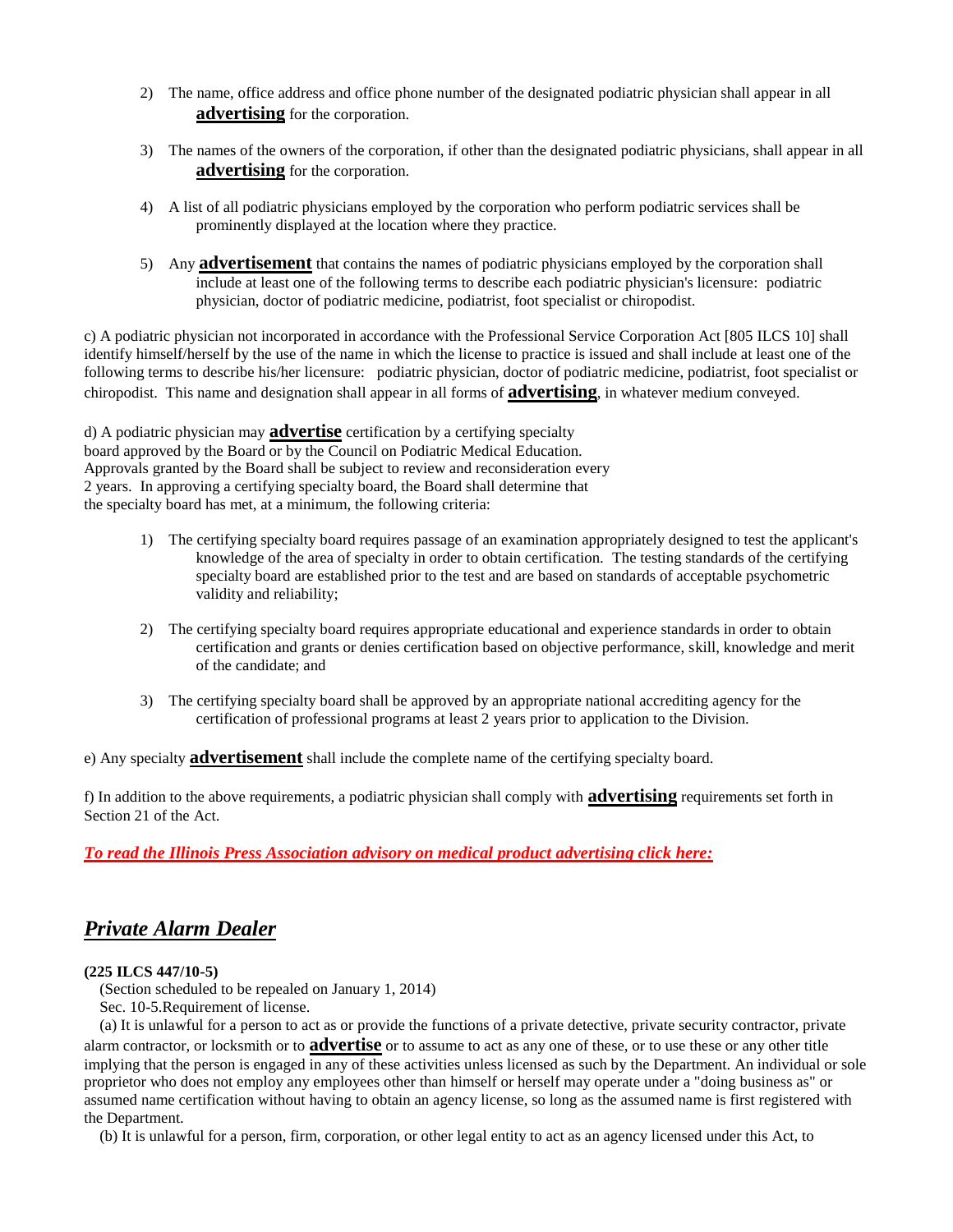2) The name, office address and office phone number of the designated podiatric physician shall appear in all **advertising** for the corporation.

3) The names of the owners of the corporation, if other than the designated podiatric physicians, shall appear in all **advertising** for the corporation.

4) A list of all podiatric physicians employed by the corporation who perform podiatric services shall be prominently displayed at the location where they practice.

5) Any **advertisement** that contains the names of podiatric physicians employed by the corporation shall include at least one of the following terms to describe each podiatric physician's licensure: podiatric physician, doctor of podiatric medicine, podiatrist, foot specialist or chiropodist.

c) A podiatric physician not incorporated in accordance with the Professional Service Corporation Act [805 ILCS 10] shall identify himself/herself by the use of the name in which the license to practice is issued and shall include at least one of the following terms to describe his/her licensure: podiatric physician, doctor of podiatric medicine, podiatrist, foot specialist or chiropodist. This name and designation shall appear in all forms of **advertising**, in whatever medium conveyed.

d) A podiatric physician may **advertise** certification by a certifying specialty board approved by the Board or by the Council on Podiatric Medical Education. Approvals granted by the Board shall be subject to review and reconsideration every 2 years. In approving a certifying specialty board, the Board shall determine that the specialty board has met, at a minimum, the following criteria:

1) The certifying specialty board requires passage of an examination appropriately designed to test the applicant's knowledge of the area of specialty in order to obtain certification. The testing standards of the certifying specialty board are established prior to the test and are based on standards of acceptable psychometric validity and reliability;

2) The certifying specialty board requires appropriate educational and experience standards in order to obtain certification and grants or denies certification based on objective performance, skill, knowledge and merit of the candidate; and

3) The certifying specialty board shall be approved by an appropriate national accrediting agency for the certification of professional programs at least 2 years prior to application to the Division.

e) Any specialty **advertisement** shall include the complete name of the certifying specialty board.

f) In addition to the above requirements, a podiatric physician shall comply with **advertising** requirements set forth in Section 21 of the Act.

***To read the Illinois Press Association advisory on medical product advertising click here:***

## *Private Alarm Dealer*

**(225 ILCS 447/10-5)**

(Section scheduled to be repealed on January 1, 2014)

Sec. 10-5.Requirement of license.

(a) It is unlawful for a person to act as or provide the functions of a private detective, private security contractor, private alarm contractor, or locksmith or to **advertise** or to assume to act as any one of these, or to use these or any other title implying that the person is engaged in any of these activities unless licensed as such by the Department. An individual or sole proprietor who does not employ any employees other than himself or herself may operate under a "doing business as" or assumed name certification without having to obtain an agency license, so long as the assumed name is first registered with the Department.

(b) It is unlawful for a person, firm, corporation, or other legal entity to act as an agency licensed under this Act, to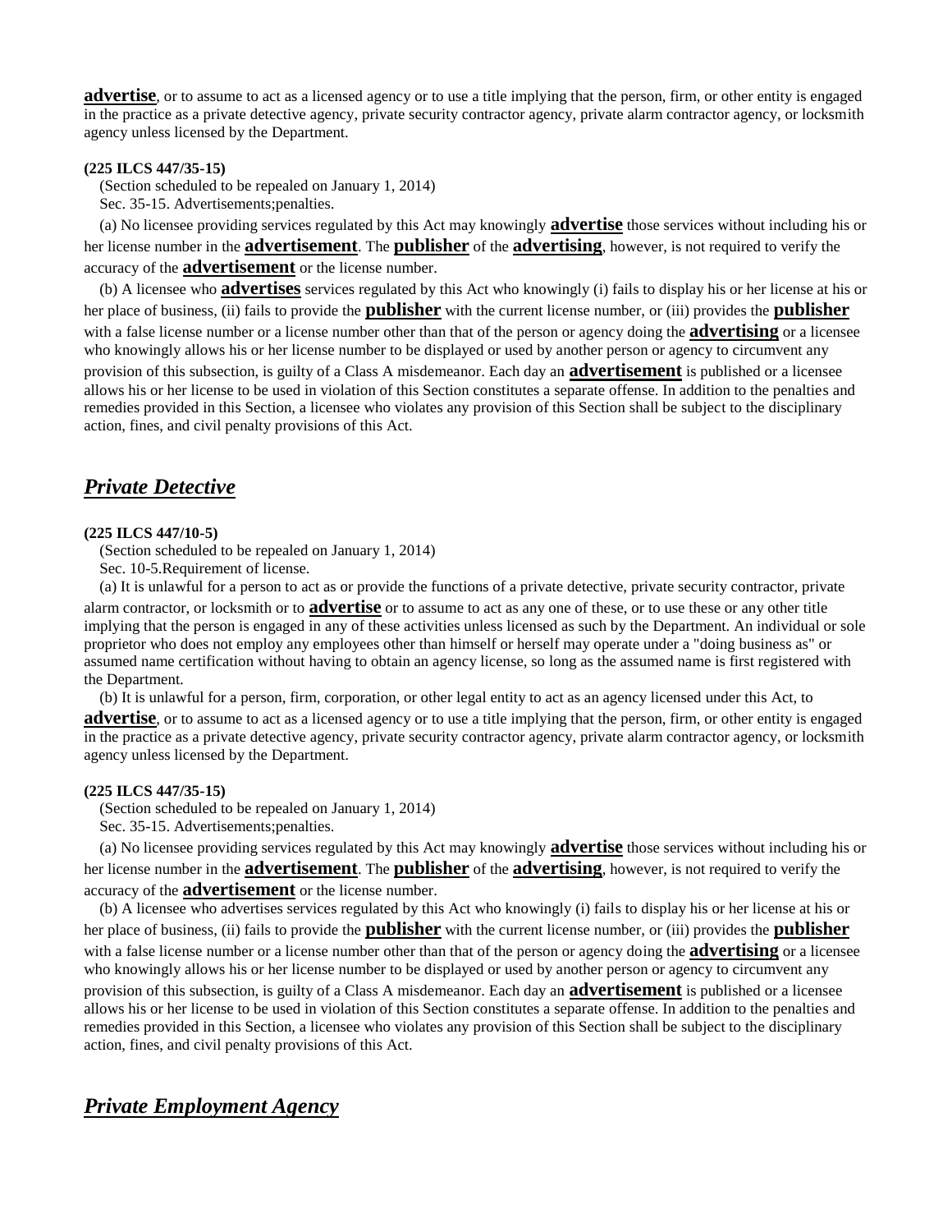**advertise**, or to assume to act as a licensed agency or to use a title implying that the person, firm, or other entity is engaged in the practice as a private detective agency, private security contractor agency, private alarm contractor agency, or locksmith agency unless licensed by the Department.

**(225 ILCS 447/35-15)**

(Section scheduled to be repealed on January 1, 2014)

Sec. 35-15. Advertisements;penalties.

(a) No licensee providing services regulated by this Act may knowingly **advertise** those services without including his or her license number in the **advertisement**. The **publisher** of the **advertising**, however, is not required to verify the accuracy of the **advertisement** or the license number.

(b) A licensee who **advertises** services regulated by this Act who knowingly (i) fails to display his or her license at his or her place of business, (ii) fails to provide the **publisher** with the current license number, or (iii) provides the **publisher** with a false license number or a license number other than that of the person or agency doing the **advertising** or a licensee who knowingly allows his or her license number to be displayed or used by another person or agency to circumvent any provision of this subsection, is guilty of a Class A misdemeanor. Each day an **advertisement** is published or a licensee allows his or her license to be used in violation of this Section constitutes a separate offense. In addition to the penalties and remedies provided in this Section, a licensee who violates any provision of this Section shall be subject to the disciplinary action, fines, and civil penalty provisions of this Act.

## ***Private Detective***

**(225 ILCS 447/10-5)**

(Section scheduled to be repealed on January 1, 2014)

Sec. 10-5.Requirement of license.

(a) It is unlawful for a person to act as or provide the functions of a private detective, private security contractor, private alarm contractor, or locksmith or to **advertise** or to assume to act as any one of these, or to use these or any other title implying that the person is engaged in any of these activities unless licensed as such by the Department. An individual or sole proprietor who does not employ any employees other than himself or herself may operate under a "doing business as" or assumed name certification without having to obtain an agency license, so long as the assumed name is first registered with the Department.

(b) It is unlawful for a person, firm, corporation, or other legal entity to act as an agency licensed under this Act, to **advertise**, or to assume to act as a licensed agency or to use a title implying that the person, firm, or other entity is engaged in the practice as a private detective agency, private security contractor agency, private alarm contractor agency, or locksmith agency unless licensed by the Department.

**(225 ILCS 447/35-15)**

(Section scheduled to be repealed on January 1, 2014)

Sec. 35-15. Advertisements;penalties.

(a) No licensee providing services regulated by this Act may knowingly **advertise** those services without including his or her license number in the **advertisement**. The **publisher** of the **advertising**, however, is not required to verify the accuracy of the **advertisement** or the license number.

(b) A licensee who advertises services regulated by this Act who knowingly (i) fails to display his or her license at his or her place of business, (ii) fails to provide the **publisher** with the current license number, or (iii) provides the **publisher** with a false license number or a license number other than that of the person or agency doing the **advertising** or a licensee who knowingly allows his or her license number to be displayed or used by another person or agency to circumvent any provision of this subsection, is guilty of a Class A misdemeanor. Each day an **advertisement** is published or a licensee allows his or her license to be used in violation of this Section constitutes a separate offense. In addition to the penalties and remedies provided in this Section, a licensee who violates any provision of this Section shall be subject to the disciplinary action, fines, and civil penalty provisions of this Act.

## ***Private Employment Agency***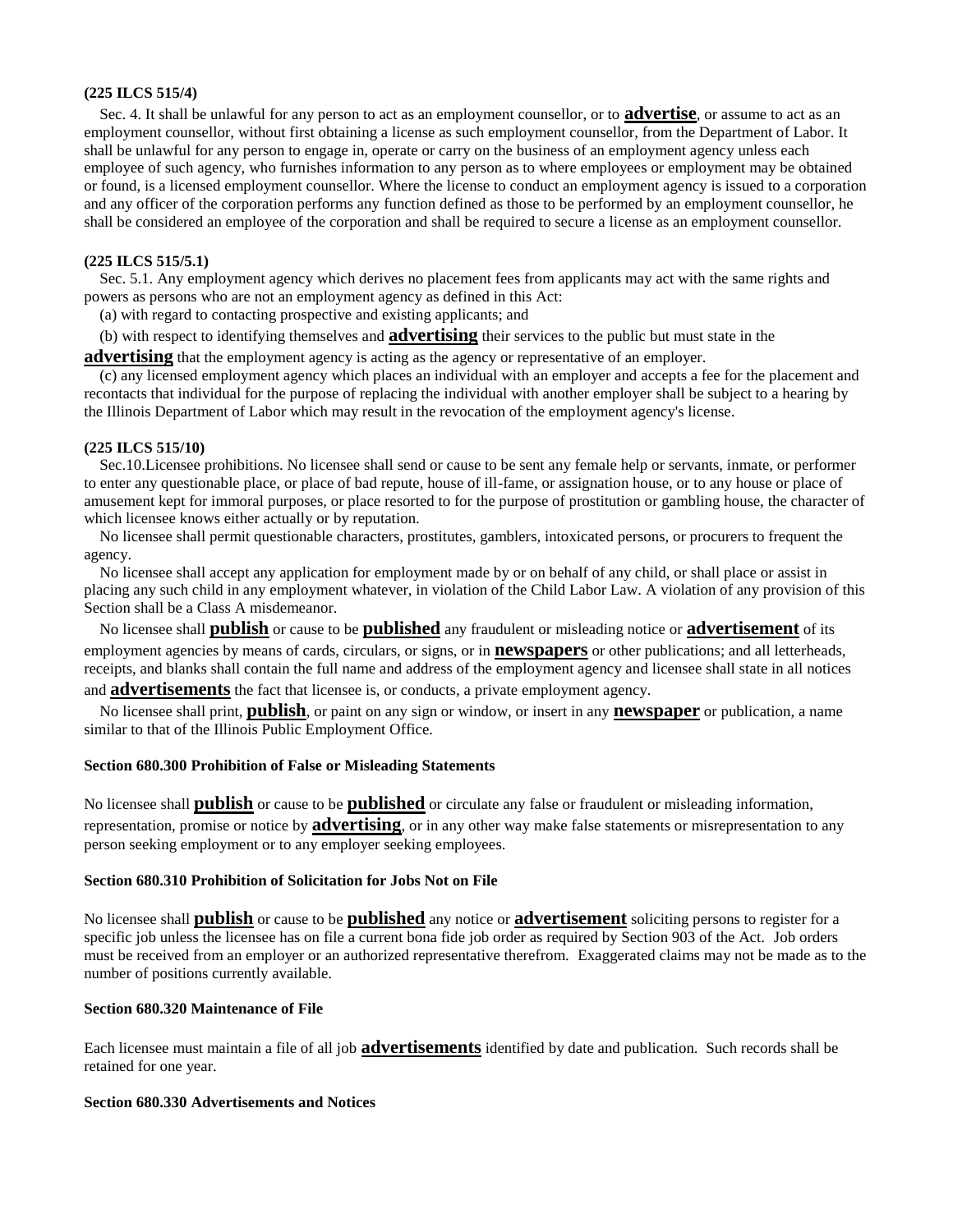**(225 ILCS 515/4)**

Sec. 4. It shall be unlawful for any person to act as an employment counsellor, or to **advertise**, or assume to act as an employment counsellor, without first obtaining a license as such employment counsellor, from the Department of Labor. It shall be unlawful for any person to engage in, operate or carry on the business of an employment agency unless each employee of such agency, who furnishes information to any person as to where employees or employment may be obtained or found, is a licensed employment counsellor. Where the license to conduct an employment agency is issued to a corporation and any officer of the corporation performs any function defined as those to be performed by an employment counsellor, he shall be considered an employee of the corporation and shall be required to secure a license as an employment counsellor.

**(225 ILCS 515/5.1)**

Sec. 5.1. Any employment agency which derives no placement fees from applicants may act with the same rights and powers as persons who are not an employment agency as defined in this Act:

(a) with regard to contacting prospective and existing applicants; and

(b) with respect to identifying themselves and **advertising** their services to the public but must state in the **advertising** that the employment agency is acting as the agency or representative of an employer.

(c) any licensed employment agency which places an individual with an employer and accepts a fee for the placement and recontacts that individual for the purpose of replacing the individual with another employer shall be subject to a hearing by the Illinois Department of Labor which may result in the revocation of the employment agency's license.

**(225 ILCS 515/10)**

Sec.10.Licensee prohibitions. No licensee shall send or cause to be sent any female help or servants, inmate, or performer to enter any questionable place, or place of bad repute, house of ill-fame, or assignation house, or to any house or place of amusement kept for immoral purposes, or place resorted to for the purpose of prostitution or gambling house, the character of which licensee knows either actually or by reputation.

No licensee shall permit questionable characters, prostitutes, gamblers, intoxicated persons, or procurers to frequent the agency.

No licensee shall accept any application for employment made by or on behalf of any child, or shall place or assist in placing any such child in any employment whatever, in violation of the Child Labor Law. A violation of any provision of this Section shall be a Class A misdemeanor.

No licensee shall **publish** or cause to be **published** any fraudulent or misleading notice or **advertisement** of its employment agencies by means of cards, circulars, or signs, or in **newspapers** or other publications; and all letterheads, receipts, and blanks shall contain the full name and address of the employment agency and licensee shall state in all notices and **advertisements** the fact that licensee is, or conducts, a private employment agency.

No licensee shall print, **publish**, or paint on any sign or window, or insert in any **newspaper** or publication, a name similar to that of the Illinois Public Employment Office.

**Section 680.300 Prohibition of False or Misleading Statements**

No licensee shall **publish** or cause to be **published** or circulate any false or fraudulent or misleading information, representation, promise or notice by **advertising**, or in any other way make false statements or misrepresentation to any person seeking employment or to any employer seeking employees.

**Section 680.310 Prohibition of Solicitation for Jobs Not on File**

No licensee shall **publish** or cause to be **published** any notice or **advertisement** soliciting persons to register for a specific job unless the licensee has on file a current bona fide job order as required by Section 903 of the Act. Job orders must be received from an employer or an authorized representative therefrom. Exaggerated claims may not be made as to the number of positions currently available.

**Section 680.320 Maintenance of File**

Each licensee must maintain a file of all job **advertisements** identified by date and publication. Such records shall be retained for one year.

**Section 680.330 Advertisements and Notices**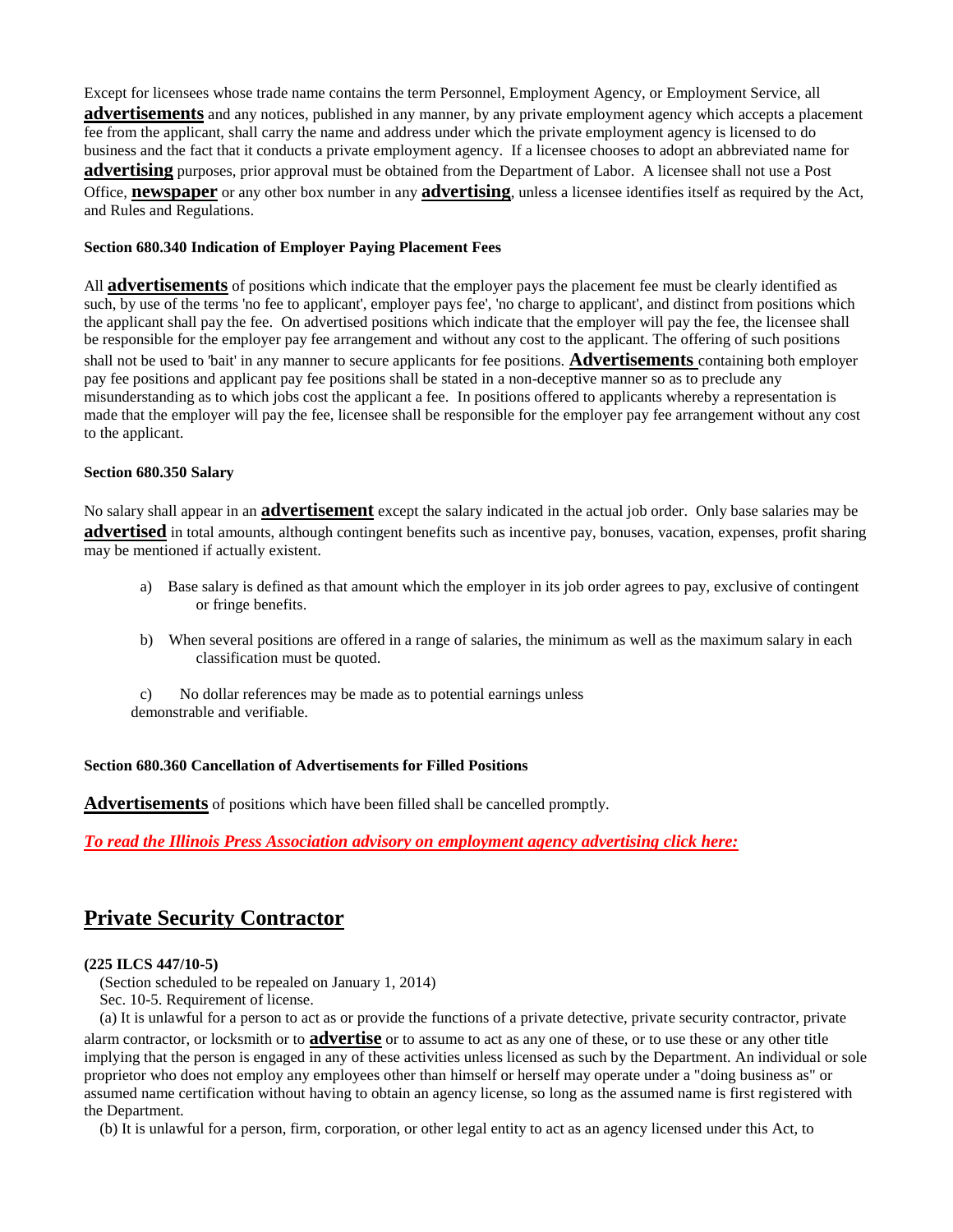Except for licensees whose trade name contains the term Personnel, Employment Agency, or Employment Service, all **advertisements** and any notices, published in any manner, by any private employment agency which accepts a placement fee from the applicant, shall carry the name and address under which the private employment agency is licensed to do business and the fact that it conducts a private employment agency. If a licensee chooses to adopt an abbreviated name for **advertising** purposes, prior approval must be obtained from the Department of Labor. A licensee shall not use a Post Office, **newspaper** or any other box number in any **advertising**, unless a licensee identifies itself as required by the Act, and Rules and Regulations.

**Section 680.340 Indication of Employer Paying Placement Fees**

All **advertisements** of positions which indicate that the employer pays the placement fee must be clearly identified as such, by use of the terms 'no fee to applicant', employer pays fee', 'no charge to applicant', and distinct from positions which the applicant shall pay the fee. On advertised positions which indicate that the employer will pay the fee, the licensee shall be responsible for the employer pay fee arrangement and without any cost to the applicant. The offering of such positions shall not be used to 'bait' in any manner to secure applicants for fee positions. **Advertisements** containing both employer pay fee positions and applicant pay fee positions shall be stated in a non-deceptive manner so as to preclude any misunderstanding as to which jobs cost the applicant a fee. In positions offered to applicants whereby a representation is made that the employer will pay the fee, licensee shall be responsible for the employer pay fee arrangement without any cost to the applicant.

**Section 680.350 Salary**

No salary shall appear in an **advertisement** except the salary indicated in the actual job order. Only base salaries may be **advertised** in total amounts, although contingent benefits such as incentive pay, bonuses, vacation, expenses, profit sharing may be mentioned if actually existent.

a) Base salary is defined as that amount which the employer in its job order agrees to pay, exclusive of contingent or fringe benefits.

b) When several positions are offered in a range of salaries, the minimum as well as the maximum salary in each classification must be quoted.

c) No dollar references may be made as to potential earnings unless demonstrable and verifiable.

**Section 680.360 Cancellation of Advertisements for Filled Positions**

**Advertisements** of positions which have been filled shall be cancelled promptly.

***To read the Illinois Press Association advisory on employment agency advertising click here:***

## Private Security Contractor

**(225 ILCS 447/10-5)**

(Section scheduled to be repealed on January 1, 2014)

Sec. 10-5. Requirement of license.

(a) It is unlawful for a person to act as or provide the functions of a private detective, private security contractor, private alarm contractor, or locksmith or to **advertise** or to assume to act as any one of these, or to use these or any other title implying that the person is engaged in any of these activities unless licensed as such by the Department. An individual or sole proprietor who does not employ any employees other than himself or herself may operate under a "doing business as" or assumed name certification without having to obtain an agency license, so long as the assumed name is first registered with the Department.

(b) It is unlawful for a person, firm, corporation, or other legal entity to act as an agency licensed under this Act, to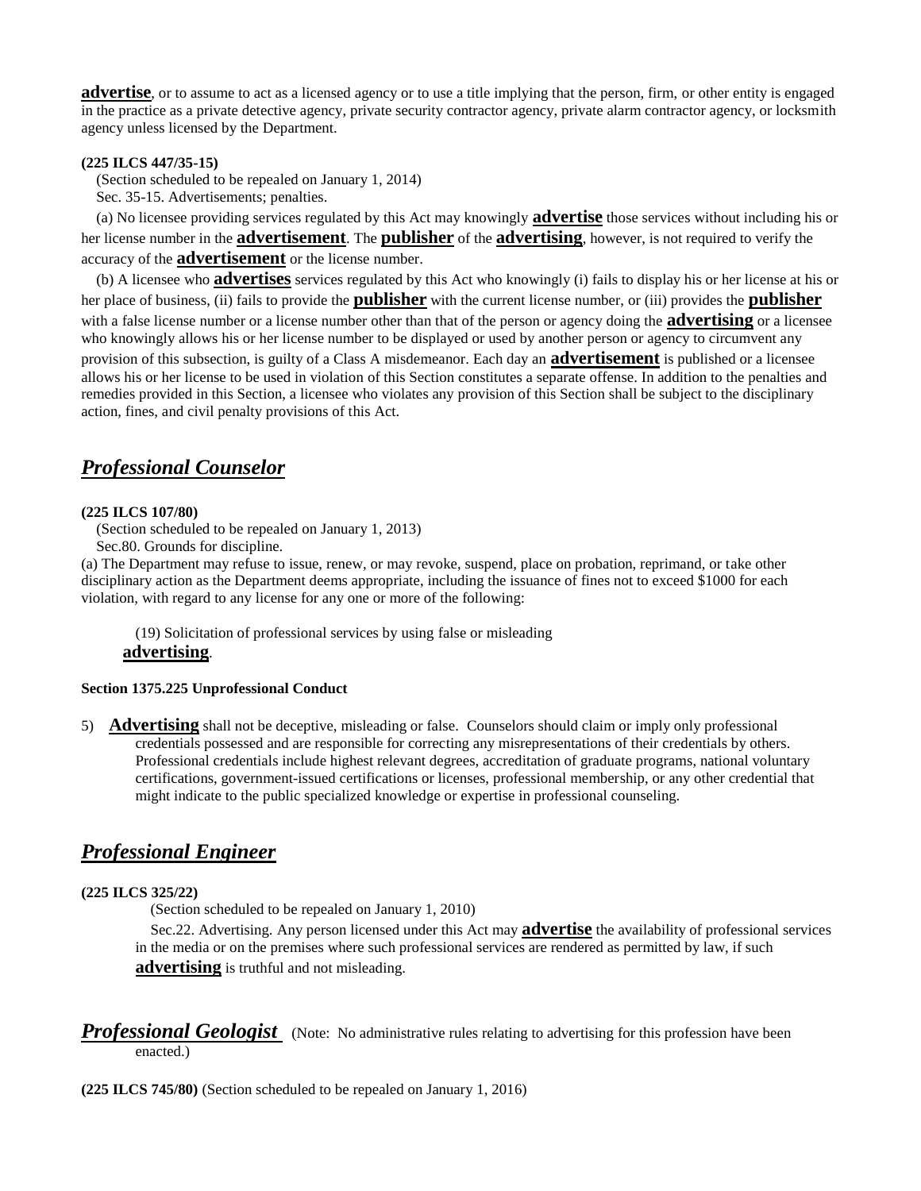**advertise**, or to assume to act as a licensed agency or to use a title implying that the person, firm, or other entity is engaged in the practice as a private detective agency, private security contractor agency, private alarm contractor agency, or locksmith agency unless licensed by the Department.

**(225 ILCS 447/35-15)**

(Section scheduled to be repealed on January 1, 2014)

Sec. 35-15. Advertisements; penalties.

(a) No licensee providing services regulated by this Act may knowingly **advertise** those services without including his or her license number in the **advertisement**. The **publisher** of the **advertising**, however, is not required to verify the accuracy of the **advertisement** or the license number.

(b) A licensee who **advertises** services regulated by this Act who knowingly (i) fails to display his or her license at his or her place of business, (ii) fails to provide the **publisher** with the current license number, or (iii) provides the **publisher** with a false license number or a license number other than that of the person or agency doing the **advertising** or a licensee who knowingly allows his or her license number to be displayed or used by another person or agency to circumvent any provision of this subsection, is guilty of a Class A misdemeanor. Each day an **advertisement** is published or a licensee allows his or her license to be used in violation of this Section constitutes a separate offense. In addition to the penalties and remedies provided in this Section, a licensee who violates any provision of this Section shall be subject to the disciplinary action, fines, and civil penalty provisions of this Act.

## *Professional Counselor*

**(225 ILCS 107/80)**

(Section scheduled to be repealed on January 1, 2013)

Sec.80. Grounds for discipline.

(a) The Department may refuse to issue, renew, or may revoke, suspend, place on probation, reprimand, or take other disciplinary action as the Department deems appropriate, including the issuance of fines not to exceed $1000 for each violation, with regard to any license for any one or more of the following:

(19) Solicitation of professional services by using false or misleading **advertising**.

**Section 1375.225 Unprofessional Conduct**

5) **Advertising** shall not be deceptive, misleading or false. Counselors should claim or imply only professional credentials possessed and are responsible for correcting any misrepresentations of their credentials by others. Professional credentials include highest relevant degrees, accreditation of graduate programs, national voluntary certifications, government-issued certifications or licenses, professional membership, or any other credential that might indicate to the public specialized knowledge or expertise in professional counseling.

## *Professional Engineer*

**(225 ILCS 325/22)**

(Section scheduled to be repealed on January 1, 2010)

Sec.22. Advertising. Any person licensed under this Act may **advertise** the availability of professional services in the media or on the premises where such professional services are rendered as permitted by law, if such **advertising** is truthful and not misleading.

## *Professional Geologist* (Note: No administrative rules relating to advertising for this profession have been enacted.)

**(225 ILCS 745/80)** (Section scheduled to be repealed on January 1, 2016)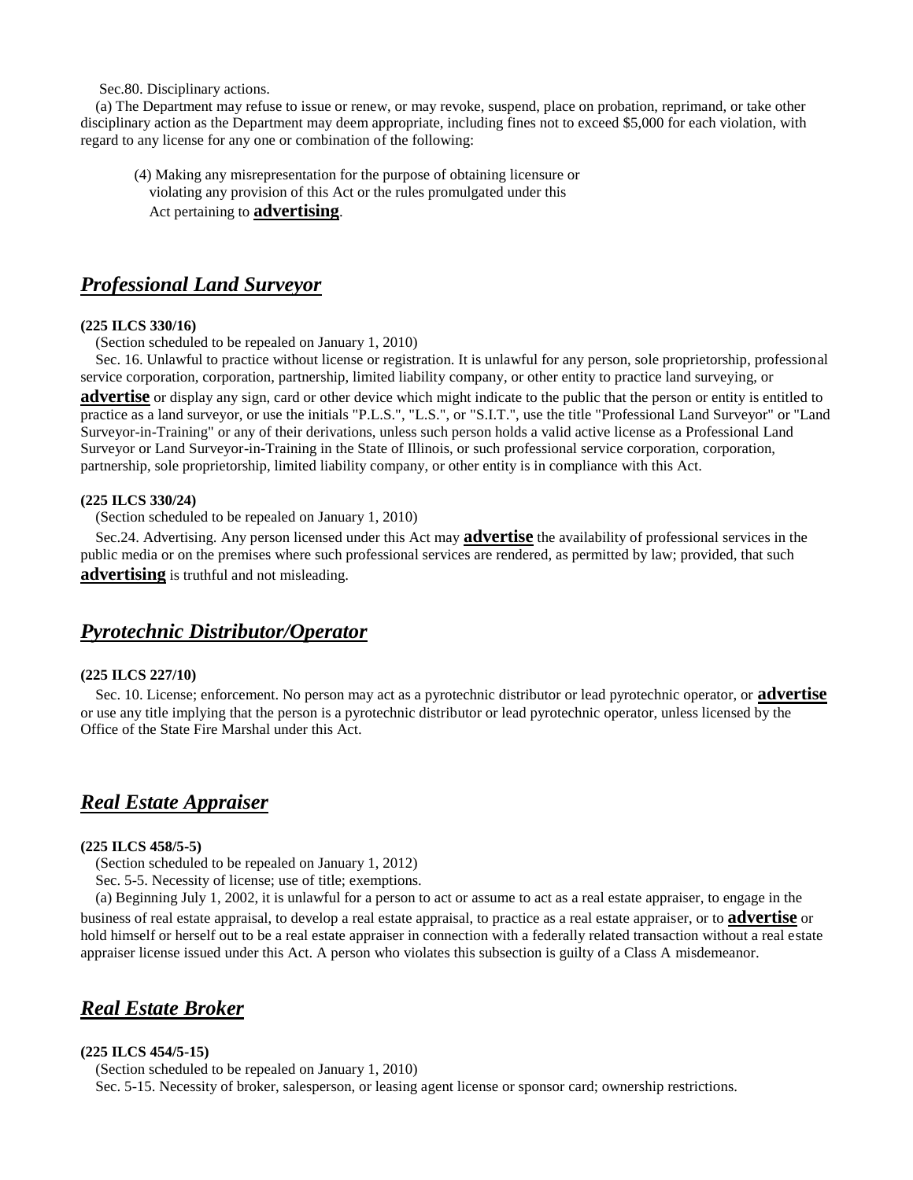Sec.80. Disciplinary actions.

(a) The Department may refuse to issue or renew, or may revoke, suspend, place on probation, reprimand, or take other disciplinary action as the Department may deem appropriate, including fines not to exceed $5,000 for each violation, with regard to any license for any one or combination of the following:

(4) Making any misrepresentation for the purpose of obtaining licensure or violating any provision of this Act or the rules promulgated under this Act pertaining to **advertising**.

## *Professional Land Surveyor*

**(225 ILCS 330/16)**

(Section scheduled to be repealed on January 1, 2010)

Sec. 16. Unlawful to practice without license or registration. It is unlawful for any person, sole proprietorship, professional service corporation, corporation, partnership, limited liability company, or other entity to practice land surveying, or **advertise** or display any sign, card or other device which might indicate to the public that the person or entity is entitled to practice as a land surveyor, or use the initials "P.L.S.", "L.S.", or "S.I.T.", use the title "Professional Land Surveyor" or "Land Surveyor-in-Training" or any of their derivations, unless such person holds a valid active license as a Professional Land Surveyor or Land Surveyor-in-Training in the State of Illinois, or such professional service corporation, corporation, partnership, sole proprietorship, limited liability company, or other entity is in compliance with this Act.

**(225 ILCS 330/24)**

(Section scheduled to be repealed on January 1, 2010)

Sec.24. Advertising. Any person licensed under this Act may **advertise** the availability of professional services in the public media or on the premises where such professional services are rendered, as permitted by law; provided, that such **advertising** is truthful and not misleading.

## *Pyrotechnic Distributor/Operator*

**(225 ILCS 227/10)**

Sec. 10. License; enforcement. No person may act as a pyrotechnic distributor or lead pyrotechnic operator, or **advertise** or use any title implying that the person is a pyrotechnic distributor or lead pyrotechnic operator, unless licensed by the Office of the State Fire Marshal under this Act.

## *Real Estate Appraiser*

**(225 ILCS 458/5-5)**

(Section scheduled to be repealed on January 1, 2012)

Sec. 5-5. Necessity of license; use of title; exemptions.

(a) Beginning July 1, 2002, it is unlawful for a person to act or assume to act as a real estate appraiser, to engage in the business of real estate appraisal, to develop a real estate appraisal, to practice as a real estate appraiser, or to **advertise** or hold himself or herself out to be a real estate appraiser in connection with a federally related transaction without a real estate appraiser license issued under this Act. A person who violates this subsection is guilty of a Class A misdemeanor.

## *Real Estate Broker*

**(225 ILCS 454/5-15)**

(Section scheduled to be repealed on January 1, 2010)

Sec. 5-15. Necessity of broker, salesperson, or leasing agent license or sponsor card; ownership restrictions.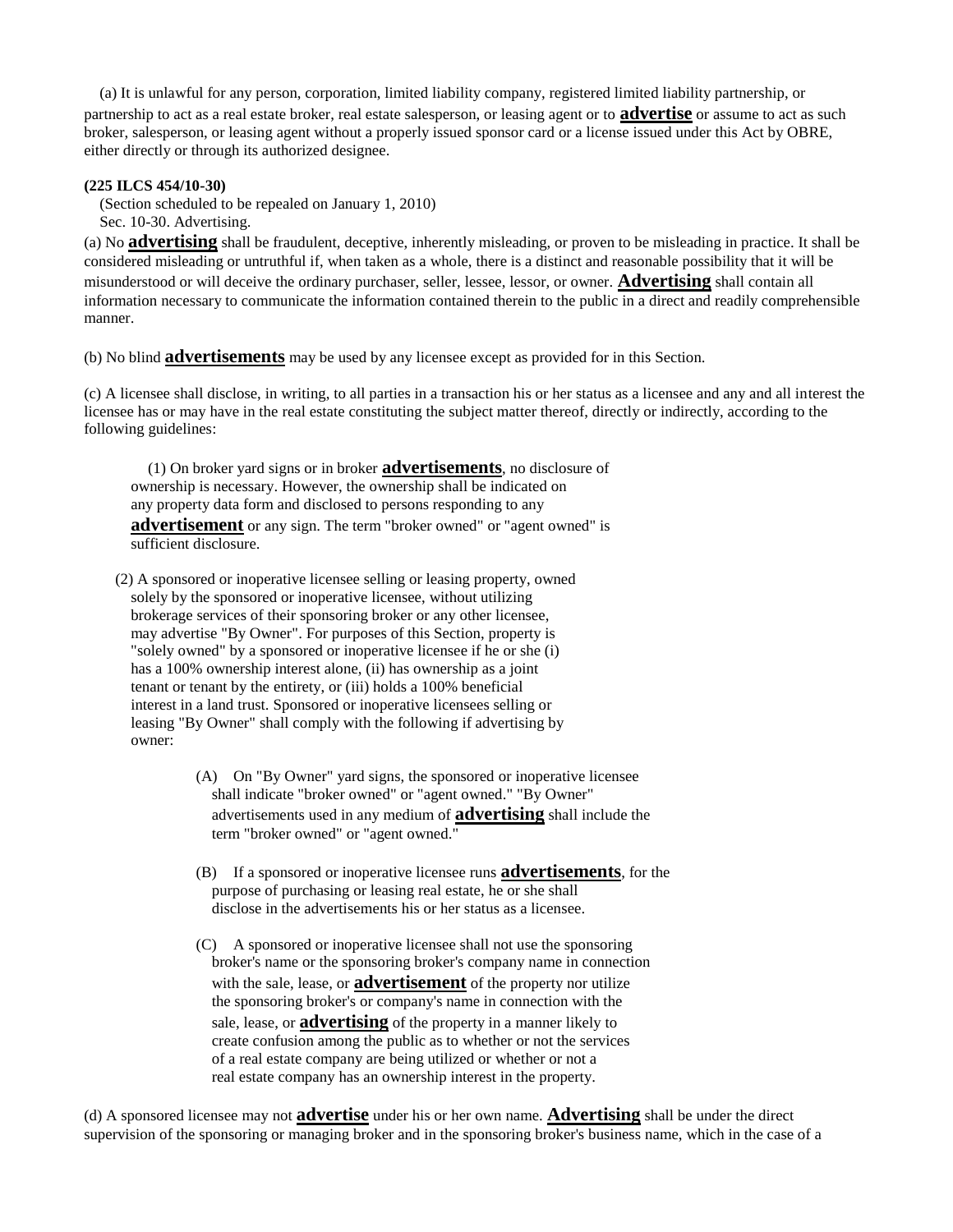(a) It is unlawful for any person, corporation, limited liability company, registered limited liability partnership, or partnership to act as a real estate broker, real estate salesperson, or leasing agent or to **advertise** or assume to act as such broker, salesperson, or leasing agent without a properly issued sponsor card or a license issued under this Act by OBRE, either directly or through its authorized designee.

**(225 ILCS 454/10-30)**

(Section scheduled to be repealed on January 1, 2010)

Sec. 10-30. Advertising.

(a) No **advertising** shall be fraudulent, deceptive, inherently misleading, or proven to be misleading in practice. It shall be considered misleading or untruthful if, when taken as a whole, there is a distinct and reasonable possibility that it will be misunderstood or will deceive the ordinary purchaser, seller, lessee, lessor, or owner. **Advertising** shall contain all information necessary to communicate the information contained therein to the public in a direct and readily comprehensible manner.

(b) No blind **advertisements** may be used by any licensee except as provided for in this Section.

(c) A licensee shall disclose, in writing, to all parties in a transaction his or her status as a licensee and any and all interest the licensee has or may have in the real estate constituting the subject matter thereof, directly or indirectly, according to the following guidelines:

(1) On broker yard signs or in broker **advertisements**, no disclosure of ownership is necessary. However, the ownership shall be indicated on any property data form and disclosed to persons responding to any **advertisement** or any sign. The term "broker owned" or "agent owned" is sufficient disclosure.

(2) A sponsored or inoperative licensee selling or leasing property, owned solely by the sponsored or inoperative licensee, without utilizing brokerage services of their sponsoring broker or any other licensee, may advertise "By Owner". For purposes of this Section, property is "solely owned" by a sponsored or inoperative licensee if he or she (i) has a 100% ownership interest alone, (ii) has ownership as a joint tenant or tenant by the entirety, or (iii) holds a 100% beneficial interest in a land trust. Sponsored or inoperative licensees selling or leasing "By Owner" shall comply with the following if advertising by owner:

(A) On "By Owner" yard signs, the sponsored or inoperative licensee shall indicate "broker owned" or "agent owned." "By Owner" advertisements used in any medium of **advertising** shall include the term "broker owned" or "agent owned."

(B) If a sponsored or inoperative licensee runs **advertisements**, for the purpose of purchasing or leasing real estate, he or she shall disclose in the advertisements his or her status as a licensee.

(C) A sponsored or inoperative licensee shall not use the sponsoring broker's name or the sponsoring broker's company name in connection with the sale, lease, or **advertisement** of the property nor utilize the sponsoring broker's or company's name in connection with the sale, lease, or **advertising** of the property in a manner likely to create confusion among the public as to whether or not the services of a real estate company are being utilized or whether or not a real estate company has an ownership interest in the property.

(d) A sponsored licensee may not **advertise** under his or her own name. **Advertising** shall be under the direct supervision of the sponsoring or managing broker and in the sponsoring broker's business name, which in the case of a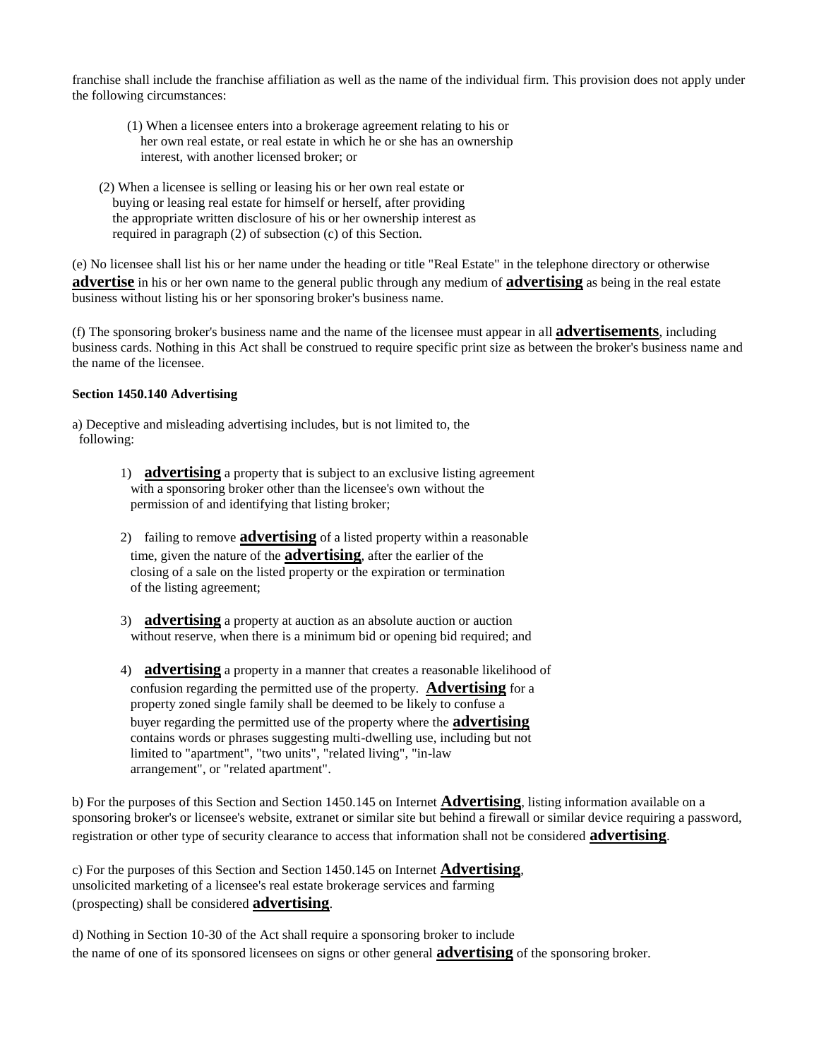franchise shall include the franchise affiliation as well as the name of the individual firm. This provision does not apply under the following circumstances:

(1) When a licensee enters into a brokerage agreement relating to his or her own real estate, or real estate in which he or she has an ownership interest, with another licensed broker; or

(2) When a licensee is selling or leasing his or her own real estate or buying or leasing real estate for himself or herself, after providing the appropriate written disclosure of his or her ownership interest as required in paragraph (2) of subsection (c) of this Section.

(e) No licensee shall list his or her name under the heading or title "Real Estate" in the telephone directory or otherwise **advertise** in his or her own name to the general public through any medium of **advertising** as being in the real estate business without listing his or her sponsoring broker's business name.

(f) The sponsoring broker's business name and the name of the licensee must appear in all **advertisements**, including business cards. Nothing in this Act shall be construed to require specific print size as between the broker's business name and the name of the licensee.

**Section 1450.140 Advertising**

a) Deceptive and misleading advertising includes, but is not limited to, the following:

1) **advertising** a property that is subject to an exclusive listing agreement with a sponsoring broker other than the licensee's own without the permission of and identifying that listing broker;

2) failing to remove **advertising** of a listed property within a reasonable time, given the nature of the **advertising**, after the earlier of the closing of a sale on the listed property or the expiration or termination of the listing agreement;

3) **advertising** a property at auction as an absolute auction or auction without reserve, when there is a minimum bid or opening bid required; and

4) **advertising** a property in a manner that creates a reasonable likelihood of confusion regarding the permitted use of the property. **Advertising** for a property zoned single family shall be deemed to be likely to confuse a buyer regarding the permitted use of the property where the **advertising** contains words or phrases suggesting multi-dwelling use, including but not limited to "apartment", "two units", "related living", "in-law arrangement", or "related apartment".

b) For the purposes of this Section and Section 1450.145 on Internet **Advertising**, listing information available on a sponsoring broker's or licensee's website, extranet or similar site but behind a firewall or similar device requiring a password, registration or other type of security clearance to access that information shall not be considered **advertising**.

c) For the purposes of this Section and Section 1450.145 on Internet **Advertising**, unsolicited marketing of a licensee's real estate brokerage services and farming (prospecting) shall be considered **advertising**.

d) Nothing in Section 10-30 of the Act shall require a sponsoring broker to include the name of one of its sponsored licensees on signs or other general **advertising** of the sponsoring broker.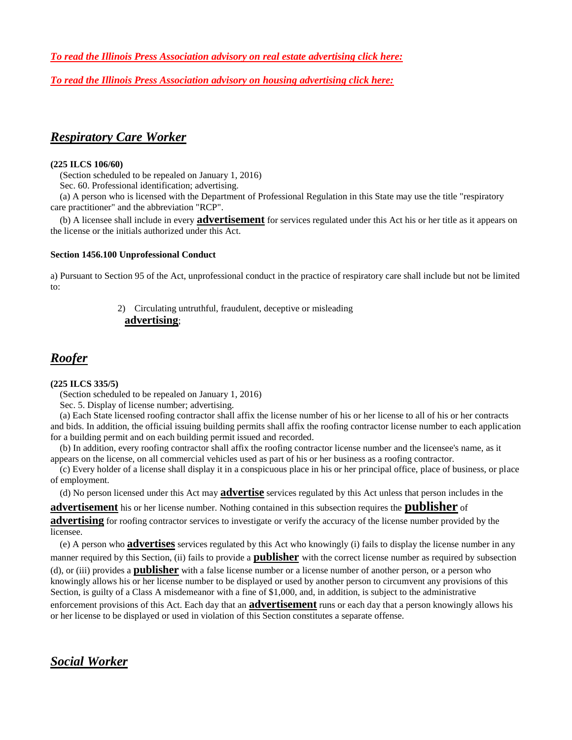*[To read the Illinois Press Association advisory on real estate advertising click here:]*

*[To read the Illinois Press Association advisory on housing advertising click here:]*

## *Respiratory Care Worker*

**(225 ILCS 106/60)**

(Section scheduled to be repealed on January 1, 2016)

Sec. 60. Professional identification; advertising.

(a) A person who is licensed with the Department of Professional Regulation in this State may use the title "respiratory care practitioner" and the abbreviation "RCP".

(b) A licensee shall include in every **advertisement** for services regulated under this Act his or her title as it appears on the license or the initials authorized under this Act.

**Section 1456.100 Unprofessional Conduct**

a) Pursuant to Section 95 of the Act, unprofessional conduct in the practice of respiratory care shall include but not be limited to:

2) Circulating untruthful, fraudulent, deceptive or misleading **advertising**;

## *Roofer*

**(225 ILCS 335/5)**

(Section scheduled to be repealed on January 1, 2016)

Sec. 5. Display of license number; advertising.

(a) Each State licensed roofing contractor shall affix the license number of his or her license to all of his or her contracts and bids. In addition, the official issuing building permits shall affix the roofing contractor license number to each application for a building permit and on each building permit issued and recorded.

(b) In addition, every roofing contractor shall affix the roofing contractor license number and the licensee's name, as it appears on the license, on all commercial vehicles used as part of his or her business as a roofing contractor.

(c) Every holder of a license shall display it in a conspicuous place in his or her principal office, place of business, or place of employment.

(d) No person licensed under this Act may **advertise** services regulated by this Act unless that person includes in the **advertisement** his or her license number. Nothing contained in this subsection requires the **publisher** of **advertising** for roofing contractor services to investigate or verify the accuracy of the license number provided by the licensee.

(e) A person who **advertises** services regulated by this Act who knowingly (i) fails to display the license number in any manner required by this Section, (ii) fails to provide a **publisher** with the correct license number as required by subsection (d), or (iii) provides a **publisher** with a false license number or a license number of another person, or a person who knowingly allows his or her license number to be displayed or used by another person to circumvent any provisions of this Section, is guilty of a Class A misdemeanor with a fine of $1,000, and, in addition, is subject to the administrative enforcement provisions of this Act. Each day that an **advertisement** runs or each day that a person knowingly allows his or her license to be displayed or used in violation of this Section constitutes a separate offense.

## *Social Worker*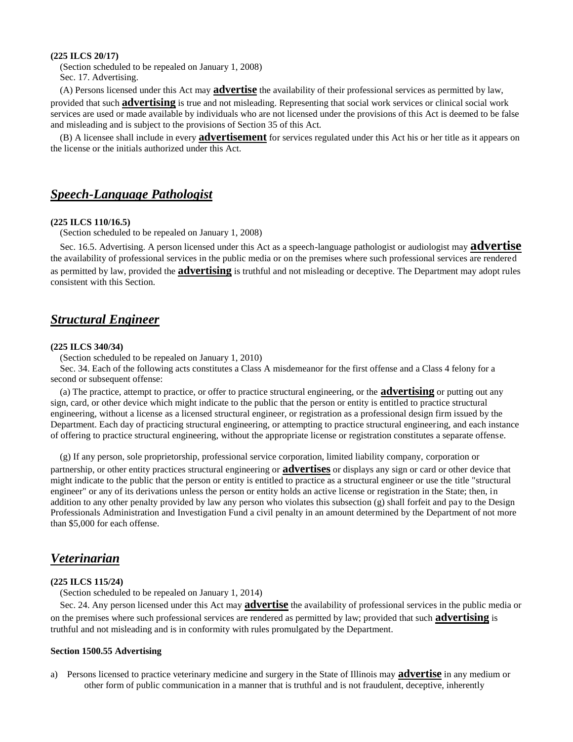**(225 ILCS 20/17)**

(Section scheduled to be repealed on January 1, 2008)

Sec. 17. Advertising.

(A) Persons licensed under this Act may **advertise** the availability of their professional services as permitted by law, provided that such **advertising** is true and not misleading. Representing that social work services or clinical social work services are used or made available by individuals who are not licensed under the provisions of this Act is deemed to be false and misleading and is subject to the provisions of Section 35 of this Act.

(B) A licensee shall include in every **advertisement** for services regulated under this Act his or her title as it appears on the license or the initials authorized under this Act.

## *Speech-Language Pathologist*

**(225 ILCS 110/16.5)**

(Section scheduled to be repealed on January 1, 2008)

Sec. 16.5. Advertising. A person licensed under this Act as a speech-language pathologist or audiologist may **advertise** the availability of professional services in the public media or on the premises where such professional services are rendered as permitted by law, provided the **advertising** is truthful and not misleading or deceptive. The Department may adopt rules consistent with this Section.

## *Structural Engineer*

**(225 ILCS 340/34)**

(Section scheduled to be repealed on January 1, 2010)

Sec. 34. Each of the following acts constitutes a Class A misdemeanor for the first offense and a Class 4 felony for a second or subsequent offense:

(a) The practice, attempt to practice, or offer to practice structural engineering, or the **advertising** or putting out any sign, card, or other device which might indicate to the public that the person or entity is entitled to practice structural engineering, without a license as a licensed structural engineer, or registration as a professional design firm issued by the Department. Each day of practicing structural engineering, or attempting to practice structural engineering, and each instance of offering to practice structural engineering, without the appropriate license or registration constitutes a separate offense.

(g) If any person, sole proprietorship, professional service corporation, limited liability company, corporation or partnership, or other entity practices structural engineering or **advertises** or displays any sign or card or other device that might indicate to the public that the person or entity is entitled to practice as a structural engineer or use the title "structural engineer" or any of its derivations unless the person or entity holds an active license or registration in the State; then, in addition to any other penalty provided by law any person who violates this subsection (g) shall forfeit and pay to the Design Professionals Administration and Investigation Fund a civil penalty in an amount determined by the Department of not more than $5,000 for each offense.

## *Veterinarian*

**(225 ILCS 115/24)**

(Section scheduled to be repealed on January 1, 2014)

Sec. 24. Any person licensed under this Act may **advertise** the availability of professional services in the public media or on the premises where such professional services are rendered as permitted by law; provided that such **advertising** is truthful and not misleading and is in conformity with rules promulgated by the Department.

**Section 1500.55 Advertising**

a) Persons licensed to practice veterinary medicine and surgery in the State of Illinois may **advertise** in any medium or other form of public communication in a manner that is truthful and is not fraudulent, deceptive, inherently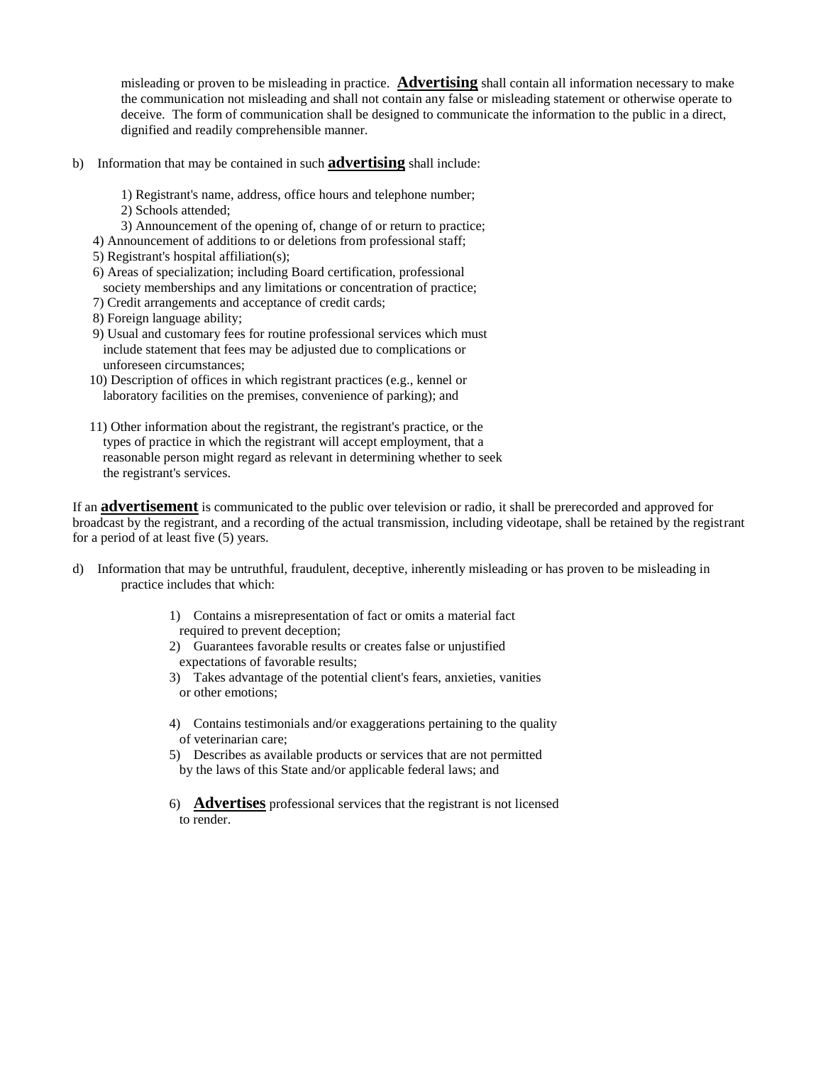misleading or proven to be misleading in practice. **Advertising** shall contain all information necessary to make the communication not misleading and shall not contain any false or misleading statement or otherwise operate to deceive. The form of communication shall be designed to communicate the information to the public in a direct, dignified and readily comprehensible manner.

b) Information that may be contained in such **advertising** shall include:

1) Registrant's name, address, office hours and telephone number;
2) Schools attended;
3) Announcement of the opening of, change of or return to practice;
4) Announcement of additions to or deletions from professional staff;
5) Registrant's hospital affiliation(s);
6) Areas of specialization; including Board certification, professional society memberships and any limitations or concentration of practice;
7) Credit arrangements and acceptance of credit cards;
8) Foreign language ability;
9) Usual and customary fees for routine professional services which must include statement that fees may be adjusted due to complications or unforeseen circumstances;
10) Description of offices in which registrant practices (e.g., kennel or laboratory facilities on the premises, convenience of parking); and
11) Other information about the registrant, the registrant's practice, or the types of practice in which the registrant will accept employment, that a reasonable person might regard as relevant in determining whether to seek the registrant's services.

If an **advertisement** is communicated to the public over television or radio, it shall be prerecorded and approved for broadcast by the registrant, and a recording of the actual transmission, including videotape, shall be retained by the registrant for a period of at least five (5) years.

d) Information that may be untruthful, fraudulent, deceptive, inherently misleading or has proven to be misleading in practice includes that which:

1) Contains a misrepresentation of fact or omits a material fact required to prevent deception;
2) Guarantees favorable results or creates false or unjustified expectations of favorable results;
3) Takes advantage of the potential client's fears, anxieties, vanities or other emotions;
4) Contains testimonials and/or exaggerations pertaining to the quality of veterinarian care;
5) Describes as available products or services that are not permitted by the laws of this State and/or applicable federal laws; and
6) **Advertises** professional services that the registrant is not licensed to render.